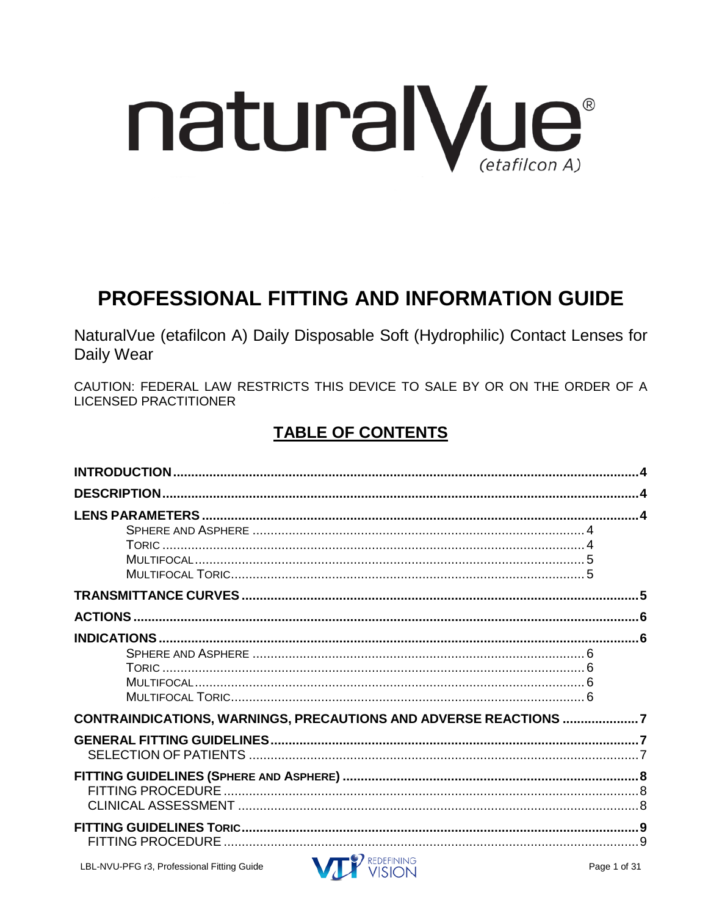# naturalVue®

*(etafilcon A)*

## PROFESSIONAL FITTING AND INFORMATION GUIDE

NaturalVue (etafilcon A) Daily Disposable Soft (Hydrophilic) Contact Lenses for Daily Wear

CAUTION: FEDERAL LAW RESTRICTS THIS DEVICE TO SALE BY OR ON THE ORDER OF A LICENSED PRACTITIONER

## TABLE OF CONTENTS

**INTRODUCTION** .......... 4

**DESCRIPTION** .......... 4

**LENS PARAMETERS** .......... 4

- SPHERE AND ASPHERE .......... 4
- TORIC .......... 4
- MULTIFOCAL .......... 5
- MULTIFOCAL TORIC .......... 5

**TRANSMITTANCE CURVES** .......... 5

**ACTIONS** .......... 6

**INDICATIONS** .......... 6

- SPHERE AND ASPHERE .......... 6
- TORIC .......... 6
- MULTIFOCAL .......... 6
- MULTIFOCAL TORIC .......... 6

**CONTRAINDICATIONS, WARNINGS, PRECAUTIONS AND ADVERSE REACTIONS** .......... 7

**GENERAL FITTING GUIDELINES** .......... 7

- SELECTION OF PATIENTS .......... 7

**FITTING GUIDELINES (SPHERE AND ASPHERE)** .......... 8

- FITTING PROCEDURE .......... 8
- CLINICAL ASSESSMENT .......... 8

**FITTING GUIDELINES TORIC** .......... 9

- FITTING PROCEDURE .......... 9

LBL-NVU-PFG r3, Professional Fitting Guide

VTI REDEFINING VISION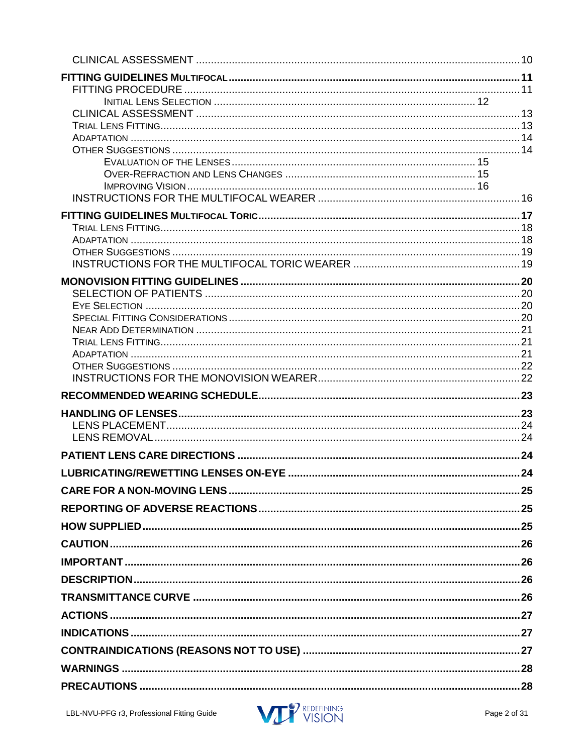CLINICAL ASSESSMENT ........ 10

**FITTING GUIDELINES MULTIFOCAL** ........ **11**

- FITTING PROCEDURE ........ 11
  - INITIAL LENS SELECTION ........ 12
- CLINICAL ASSESSMENT ........ 13
- TRIAL LENS FITTING ........ 13
- ADAPTATION ........ 14
- OTHER SUGGESTIONS ........ 14
  - EVALUATION OF THE LENSES ........ 15
  - OVER-REFRACTION AND LENS CHANGES ........ 15
  - IMPROVING VISION ........ 16
- INSTRUCTIONS FOR THE MULTIFOCAL WEARER ........ 16

**FITTING GUIDELINES MULTIFOCAL TORIC** ........ **17**

- TRIAL LENS FITTING ........ 18
- ADAPTATION ........ 18
- OTHER SUGGESTIONS ........ 19
- INSTRUCTIONS FOR THE MULTIFOCAL TORIC WEARER ........ 19

**MONOVISION FITTING GUIDELINES** ........ **20**

- SELECTION OF PATIENTS ........ 20
- EYE SELECTION ........ 20
- SPECIAL FITTING CONSIDERATIONS ........ 20
- NEAR ADD DETERMINATION ........ 21
- TRIAL LENS FITTING ........ 21
- ADAPTATION ........ 21
- OTHER SUGGESTIONS ........ 22
- INSTRUCTIONS FOR THE MONOVISION WEARER ........ 22

**RECOMMENDED WEARING SCHEDULE** ........ **23**

**HANDLING OF LENSES** ........ **23**

- LENS PLACEMENT ........ 24
- LENS REMOVAL ........ 24

**PATIENT LENS CARE DIRECTIONS** ........ **24**

**LUBRICATING/REWETTING LENSES ON-EYE** ........ **24**

**CARE FOR A NON-MOVING LENS** ........ **25**

**REPORTING OF ADVERSE REACTIONS** ........ **25**

**HOW SUPPLIED** ........ **25**

**CAUTION** ........ **26**

**IMPORTANT** ........ **26**

**DESCRIPTION** ........ **26**

**TRANSMITTANCE CURVE** ........ **26**

**ACTIONS** ........ **27**

**INDICATIONS** ........ **27**

**CONTRAINDICATIONS (REASONS NOT TO USE)** ........ **27**

**WARNINGS** ........ **28**

**PRECAUTIONS** ........ **28**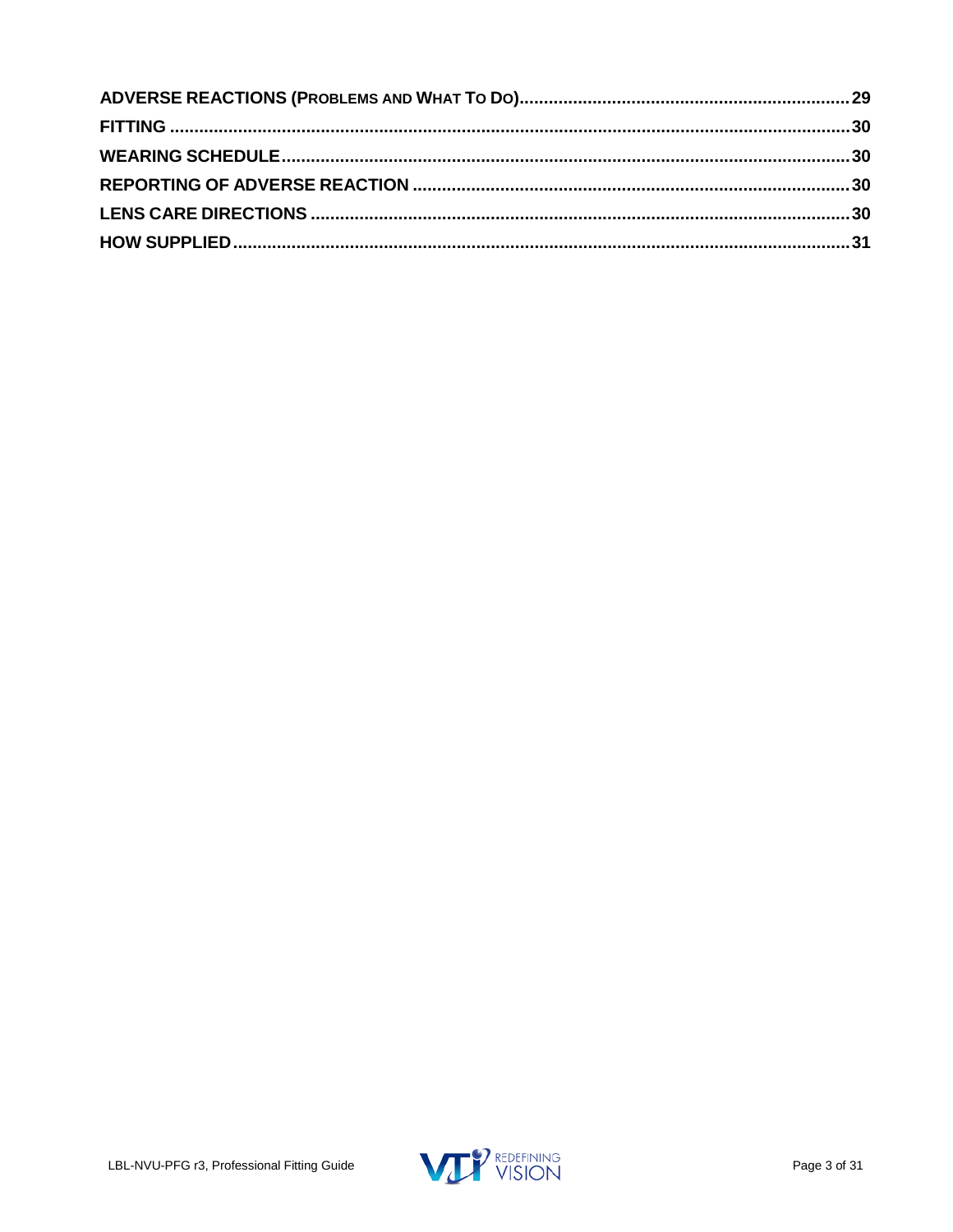**ADVERSE REACTIONS (PROBLEMS AND WHAT TO DO)** .......... 29

**FITTING** .......... 30

**WEARING SCHEDULE** .......... 30

**REPORTING OF ADVERSE REACTION** .......... 30

**LENS CARE DIRECTIONS** .......... 30

**HOW SUPPLIED** .......... 31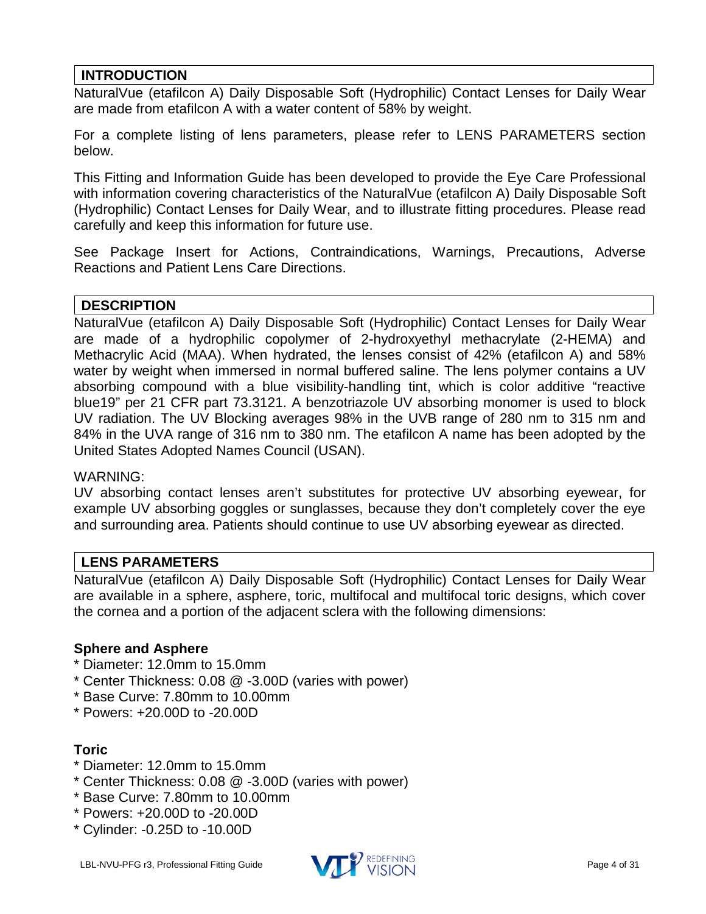## INTRODUCTION

NaturalVue (etafilcon A) Daily Disposable Soft (Hydrophilic) Contact Lenses for Daily Wear are made from etafilcon A with a water content of 58% by weight.

For a complete listing of lens parameters, please refer to LENS PARAMETERS section below.

This Fitting and Information Guide has been developed to provide the Eye Care Professional with information covering characteristics of the NaturalVue (etafilcon A) Daily Disposable Soft (Hydrophilic) Contact Lenses for Daily Wear, and to illustrate fitting procedures. Please read carefully and keep this information for future use.

See Package Insert for Actions, Contraindications, Warnings, Precautions, Adverse Reactions and Patient Lens Care Directions.

## DESCRIPTION

NaturalVue (etafilcon A) Daily Disposable Soft (Hydrophilic) Contact Lenses for Daily Wear are made of a hydrophilic copolymer of 2-hydroxyethyl methacrylate (2-HEMA) and Methacrylic Acid (MAA). When hydrated, the lenses consist of 42% (etafilcon A) and 58% water by weight when immersed in normal buffered saline. The lens polymer contains a UV absorbing compound with a blue visibility-handling tint, which is color additive "reactive blue19" per 21 CFR part 73.3121. A benzotriazole UV absorbing monomer is used to block UV radiation. The UV Blocking averages 98% in the UVB range of 280 nm to 315 nm and 84% in the UVA range of 316 nm to 380 nm. The etafilcon A name has been adopted by the United States Adopted Names Council (USAN).

WARNING:
UV absorbing contact lenses aren't substitutes for protective UV absorbing eyewear, for example UV absorbing goggles or sunglasses, because they don't completely cover the eye and surrounding area. Patients should continue to use UV absorbing eyewear as directed.

## LENS PARAMETERS

NaturalVue (etafilcon A) Daily Disposable Soft (Hydrophilic) Contact Lenses for Daily Wear are available in a sphere, asphere, toric, multifocal and multifocal toric designs, which cover the cornea and a portion of the adjacent sclera with the following dimensions:

### Sphere and Asphere

* Diameter: 12.0mm to 15.0mm
* Center Thickness: 0.08 @ -3.00D (varies with power)
* Base Curve: 7.80mm to 10.00mm
* Powers: +20.00D to -20.00D

### Toric

* Diameter: 12.0mm to 15.0mm
* Center Thickness: 0.08 @ -3.00D (varies with power)
* Base Curve: 7.80mm to 10.00mm
* Powers: +20.00D to -20.00D
* Cylinder: -0.25D to -10.00D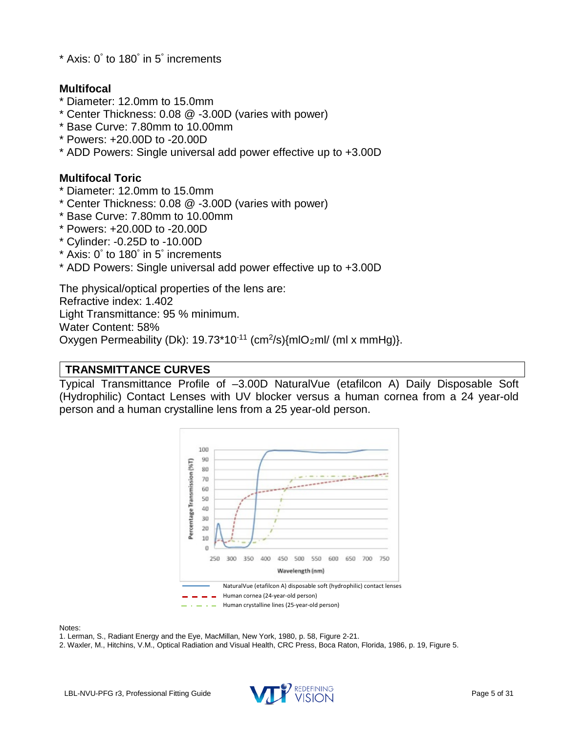* Axis: 0° to 180° in 5° increments

**Multifocal**

* Diameter: 12.0mm to 15.0mm
* Center Thickness: 0.08 @ -3.00D (varies with power)
* Base Curve: 7.80mm to 10.00mm
* Powers: +20.00D to -20.00D
* ADD Powers: Single universal add power effective up to +3.00D

**Multifocal Toric**

* Diameter: 12.0mm to 15.0mm
* Center Thickness: 0.08 @ -3.00D (varies with power)
* Base Curve: 7.80mm to 10.00mm
* Powers: +20.00D to -20.00D
* Cylinder: -0.25D to -10.00D
* Axis: 0° to 180° in 5° increments
* ADD Powers: Single universal add power effective up to +3.00D

The physical/optical properties of the lens are:
Refractive index: 1.402
Light Transmittance: 95 % minimum.
Water Content: 58%
Oxygen Permeability (Dk): $19.73 \times 10^{-11}$ ($cm^2$/s){$mlO_2$ml/ (ml x mmHg)}.

## TRANSMITTANCE CURVES

Typical Transmittance Profile of –3.00D NaturalVue (etafilcon A) Daily Disposable Soft (Hydrophilic) Contact Lenses with UV blocker versus a human cornea from a 24 year-old person and a human crystalline lens from a 25 year-old person.

Notes:

1. Lerman, S., Radiant Energy and the Eye, MacMillan, New York, 1980, p. 58, Figure 2-21.
2. Waxler, M., Hitchins, V.M., Optical Radiation and Visual Health, CRC Press, Boca Raton, Florida, 1986, p. 19, Figure 5.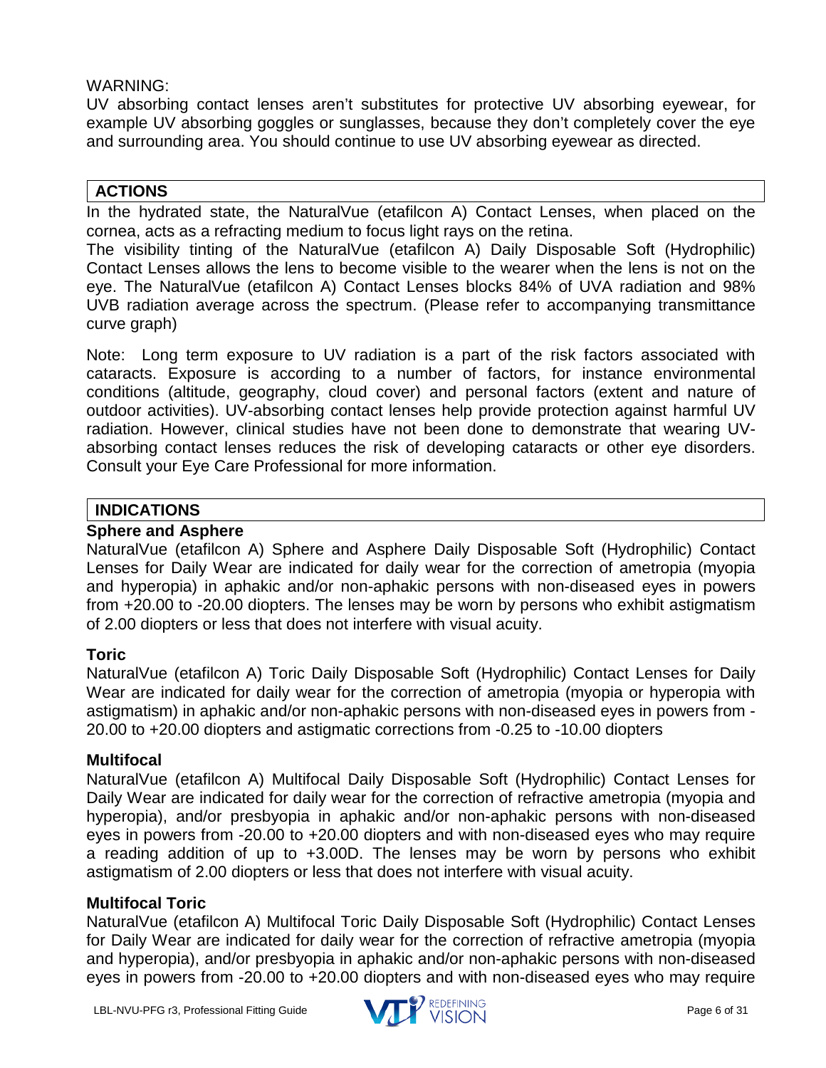WARNING:

UV absorbing contact lenses aren't substitutes for protective UV absorbing eyewear, for example UV absorbing goggles or sunglasses, because they don't completely cover the eye and surrounding area. You should continue to use UV absorbing eyewear as directed.

## ACTIONS

In the hydrated state, the NaturalVue (etafilcon A) Contact Lenses, when placed on the cornea, acts as a refracting medium to focus light rays on the retina.

The visibility tinting of the NaturalVue (etafilcon A) Daily Disposable Soft (Hydrophilic) Contact Lenses allows the lens to become visible to the wearer when the lens is not on the eye. The NaturalVue (etafilcon A) Contact Lenses blocks 84% of UVA radiation and 98% UVB radiation average across the spectrum. (Please refer to accompanying transmittance curve graph)

Note: Long term exposure to UV radiation is a part of the risk factors associated with cataracts. Exposure is according to a number of factors, for instance environmental conditions (altitude, geography, cloud cover) and personal factors (extent and nature of outdoor activities). UV-absorbing contact lenses help provide protection against harmful UV radiation. However, clinical studies have not been done to demonstrate that wearing UV-absorbing contact lenses reduces the risk of developing cataracts or other eye disorders. Consult your Eye Care Professional for more information.

## INDICATIONS

**Sphere and Asphere**

NaturalVue (etafilcon A) Sphere and Asphere Daily Disposable Soft (Hydrophilic) Contact Lenses for Daily Wear are indicated for daily wear for the correction of ametropia (myopia and hyperopia) in aphakic and/or non-aphakic persons with non-diseased eyes in powers from +20.00 to -20.00 diopters. The lenses may be worn by persons who exhibit astigmatism of 2.00 diopters or less that does not interfere with visual acuity.

**Toric**

NaturalVue (etafilcon A) Toric Daily Disposable Soft (Hydrophilic) Contact Lenses for Daily Wear are indicated for daily wear for the correction of ametropia (myopia or hyperopia with astigmatism) in aphakic and/or non-aphakic persons with non-diseased eyes in powers from -20.00 to +20.00 diopters and astigmatic corrections from -0.25 to -10.00 diopters

**Multifocal**

NaturalVue (etafilcon A) Multifocal Daily Disposable Soft (Hydrophilic) Contact Lenses for Daily Wear are indicated for daily wear for the correction of refractive ametropia (myopia and hyperopia), and/or presbyopia in aphakic and/or non-aphakic persons with non-diseased eyes in powers from -20.00 to +20.00 diopters and with non-diseased eyes who may require a reading addition of up to +3.00D. The lenses may be worn by persons who exhibit astigmatism of 2.00 diopters or less that does not interfere with visual acuity.

**Multifocal Toric**

NaturalVue (etafilcon A) Multifocal Toric Daily Disposable Soft (Hydrophilic) Contact Lenses for Daily Wear are indicated for daily wear for the correction of refractive ametropia (myopia and hyperopia), and/or presbyopia in aphakic and/or non-aphakic persons with non-diseased eyes in powers from -20.00 to +20.00 diopters and with non-diseased eyes who may require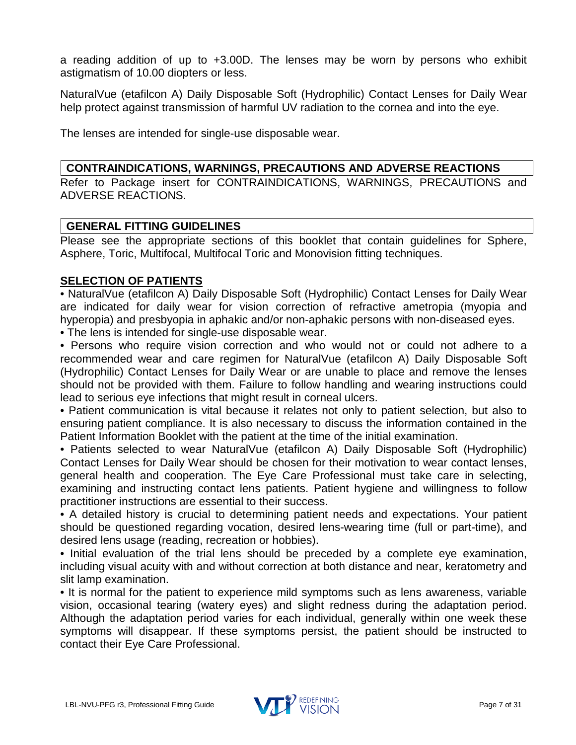a reading addition of up to +3.00D. The lenses may be worn by persons who exhibit astigmatism of 10.00 diopters or less.

NaturalVue (etafilcon A) Daily Disposable Soft (Hydrophilic) Contact Lenses for Daily Wear help protect against transmission of harmful UV radiation to the cornea and into the eye.

The lenses are intended for single-use disposable wear.

## CONTRAINDICATIONS, WARNINGS, PRECAUTIONS AND ADVERSE REACTIONS

Refer to Package insert for CONTRAINDICATIONS, WARNINGS, PRECAUTIONS and ADVERSE REACTIONS.

## GENERAL FITTING GUIDELINES

Please see the appropriate sections of this booklet that contain guidelines for Sphere, Asphere, Toric, Multifocal, Multifocal Toric and Monovision fitting techniques.

### SELECTION OF PATIENTS

- NaturalVue (etafilcon A) Daily Disposable Soft (Hydrophilic) Contact Lenses for Daily Wear are indicated for daily wear for vision correction of refractive ametropia (myopia and hyperopia) and presbyopia in aphakic and/or non-aphakic persons with non-diseased eyes.
- The lens is intended for single-use disposable wear.
- Persons who require vision correction and who would not or could not adhere to a recommended wear and care regimen for NaturalVue (etafilcon A) Daily Disposable Soft (Hydrophilic) Contact Lenses for Daily Wear or are unable to place and remove the lenses should not be provided with them. Failure to follow handling and wearing instructions could lead to serious eye infections that might result in corneal ulcers.
- Patient communication is vital because it relates not only to patient selection, but also to ensuring patient compliance. It is also necessary to discuss the information contained in the Patient Information Booklet with the patient at the time of the initial examination.
- Patients selected to wear NaturalVue (etafilcon A) Daily Disposable Soft (Hydrophilic) Contact Lenses for Daily Wear should be chosen for their motivation to wear contact lenses, general health and cooperation. The Eye Care Professional must take care in selecting, examining and instructing contact lens patients. Patient hygiene and willingness to follow practitioner instructions are essential to their success.
- A detailed history is crucial to determining patient needs and expectations. Your patient should be questioned regarding vocation, desired lens-wearing time (full or part-time), and desired lens usage (reading, recreation or hobbies).
- Initial evaluation of the trial lens should be preceded by a complete eye examination, including visual acuity with and without correction at both distance and near, keratometry and slit lamp examination.
- It is normal for the patient to experience mild symptoms such as lens awareness, variable vision, occasional tearing (watery eyes) and slight redness during the adaptation period. Although the adaptation period varies for each individual, generally within one week these symptoms will disappear. If these symptoms persist, the patient should be instructed to contact their Eye Care Professional.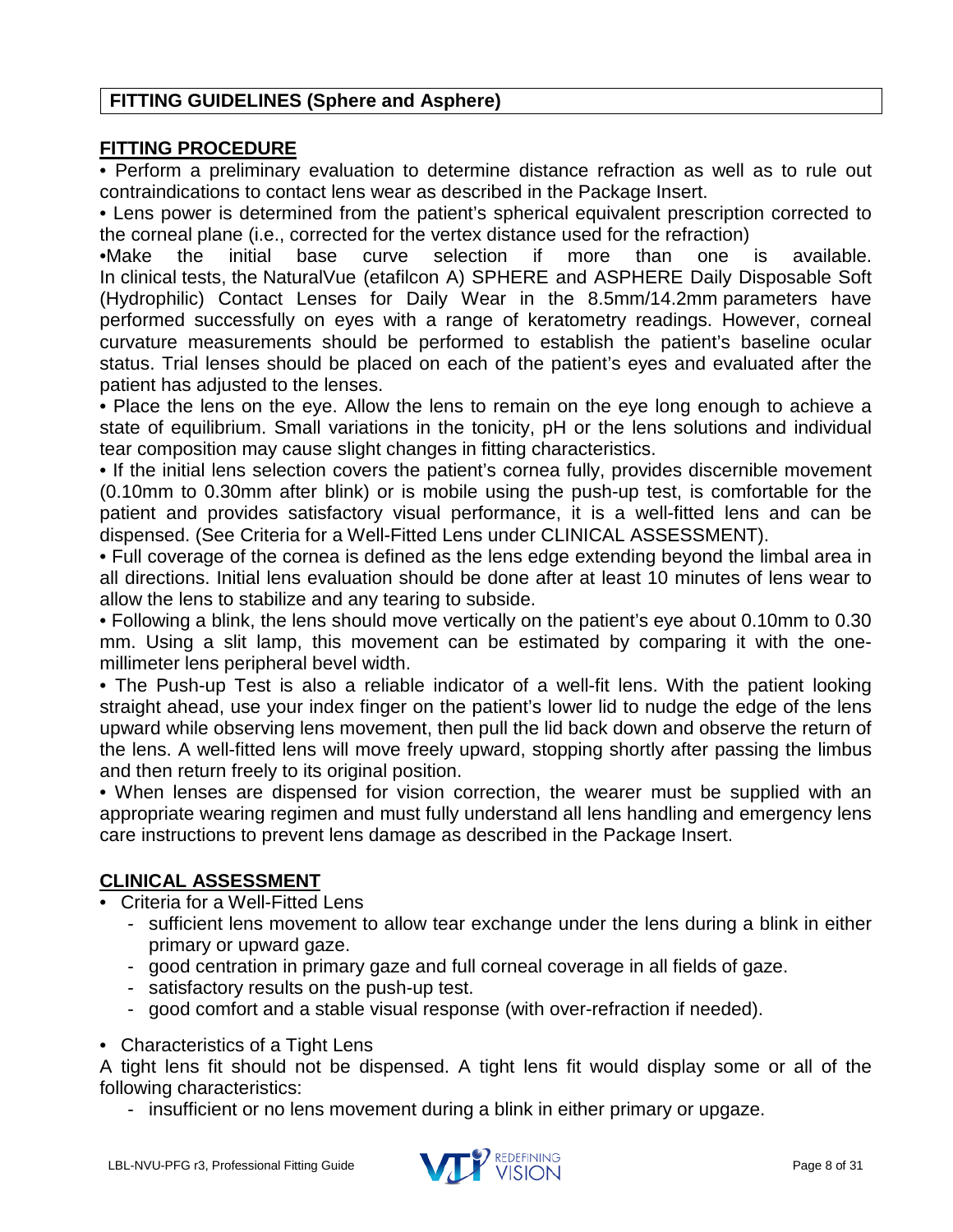## FITTING GUIDELINES (Sphere and Asphere)

### FITTING PROCEDURE

• Perform a preliminary evaluation to determine distance refraction as well as to rule out contraindications to contact lens wear as described in the Package Insert.

• Lens power is determined from the patient's spherical equivalent prescription corrected to the corneal plane (i.e., corrected for the vertex distance used for the refraction)

•Make the initial base curve selection if more than one is available. In clinical tests, the NaturalVue (etafilcon A) SPHERE and ASPHERE Daily Disposable Soft (Hydrophilic) Contact Lenses for Daily Wear in the 8.5mm/14.2mm parameters have performed successfully on eyes with a range of keratometry readings. However, corneal curvature measurements should be performed to establish the patient's baseline ocular status. Trial lenses should be placed on each of the patient's eyes and evaluated after the patient has adjusted to the lenses.

• Place the lens on the eye. Allow the lens to remain on the eye long enough to achieve a state of equilibrium. Small variations in the tonicity, pH or the lens solutions and individual tear composition may cause slight changes in fitting characteristics.

• If the initial lens selection covers the patient's cornea fully, provides discernible movement (0.10mm to 0.30mm after blink) or is mobile using the push-up test, is comfortable for the patient and provides satisfactory visual performance, it is a well-fitted lens and can be dispensed. (See Criteria for a Well-Fitted Lens under CLINICAL ASSESSMENT).

• Full coverage of the cornea is defined as the lens edge extending beyond the limbal area in all directions. Initial lens evaluation should be done after at least 10 minutes of lens wear to allow the lens to stabilize and any tearing to subside.

• Following a blink, the lens should move vertically on the patient's eye about 0.10mm to 0.30 mm. Using a slit lamp, this movement can be estimated by comparing it with the one-millimeter lens peripheral bevel width.

• The Push-up Test is also a reliable indicator of a well-fit lens. With the patient looking straight ahead, use your index finger on the patient's lower lid to nudge the edge of the lens upward while observing lens movement, then pull the lid back down and observe the return of the lens. A well-fitted lens will move freely upward, stopping shortly after passing the limbus and then return freely to its original position.

• When lenses are dispensed for vision correction, the wearer must be supplied with an appropriate wearing regimen and must fully understand all lens handling and emergency lens care instructions to prevent lens damage as described in the Package Insert.

### CLINICAL ASSESSMENT

- Criteria for a Well-Fitted Lens
  - sufficient lens movement to allow tear exchange under the lens during a blink in either primary or upward gaze.
  - good centration in primary gaze and full corneal coverage in all fields of gaze.
  - satisfactory results on the push-up test.
  - good comfort and a stable visual response (with over-refraction if needed).

- Characteristics of a Tight Lens

A tight lens fit should not be dispensed. A tight lens fit would display some or all of the following characteristics:

  - insufficient or no lens movement during a blink in either primary or upgaze.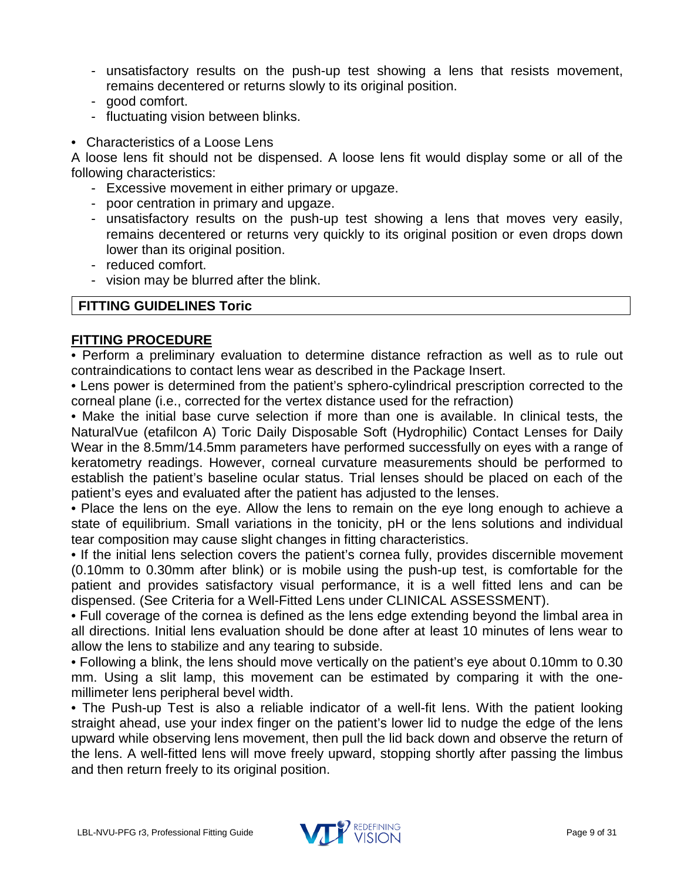- unsatisfactory results on the push-up test showing a lens that resists movement, remains decentered or returns slowly to its original position.
- good comfort.
- fluctuating vision between blinks.

• Characteristics of a Loose Lens

A loose lens fit should not be dispensed. A loose lens fit would display some or all of the following characteristics:

- Excessive movement in either primary or upgaze.
- poor centration in primary and upgaze.
- unsatisfactory results on the push-up test showing a lens that moves very easily, remains decentered or returns very quickly to its original position or even drops down lower than its original position.
- reduced comfort.
- vision may be blurred after the blink.

## FITTING GUIDELINES Toric

### FITTING PROCEDURE

• Perform a preliminary evaluation to determine distance refraction as well as to rule out contraindications to contact lens wear as described in the Package Insert.

• Lens power is determined from the patient's sphero-cylindrical prescription corrected to the corneal plane (i.e., corrected for the vertex distance used for the refraction)

• Make the initial base curve selection if more than one is available. In clinical tests, the NaturalVue (etafilcon A) Toric Daily Disposable Soft (Hydrophilic) Contact Lenses for Daily Wear in the 8.5mm/14.5mm parameters have performed successfully on eyes with a range of keratometry readings. However, corneal curvature measurements should be performed to establish the patient's baseline ocular status. Trial lenses should be placed on each of the patient's eyes and evaluated after the patient has adjusted to the lenses.

• Place the lens on the eye. Allow the lens to remain on the eye long enough to achieve a state of equilibrium. Small variations in the tonicity, pH or the lens solutions and individual tear composition may cause slight changes in fitting characteristics.

• If the initial lens selection covers the patient's cornea fully, provides discernible movement (0.10mm to 0.30mm after blink) or is mobile using the push-up test, is comfortable for the patient and provides satisfactory visual performance, it is a well fitted lens and can be dispensed. (See Criteria for a Well-Fitted Lens under CLINICAL ASSESSMENT).

• Full coverage of the cornea is defined as the lens edge extending beyond the limbal area in all directions. Initial lens evaluation should be done after at least 10 minutes of lens wear to allow the lens to stabilize and any tearing to subside.

• Following a blink, the lens should move vertically on the patient's eye about 0.10mm to 0.30 mm. Using a slit lamp, this movement can be estimated by comparing it with the one-millimeter lens peripheral bevel width.

• The Push-up Test is also a reliable indicator of a well-fit lens. With the patient looking straight ahead, use your index finger on the patient's lower lid to nudge the edge of the lens upward while observing lens movement, then pull the lid back down and observe the return of the lens. A well-fitted lens will move freely upward, stopping shortly after passing the limbus and then return freely to its original position.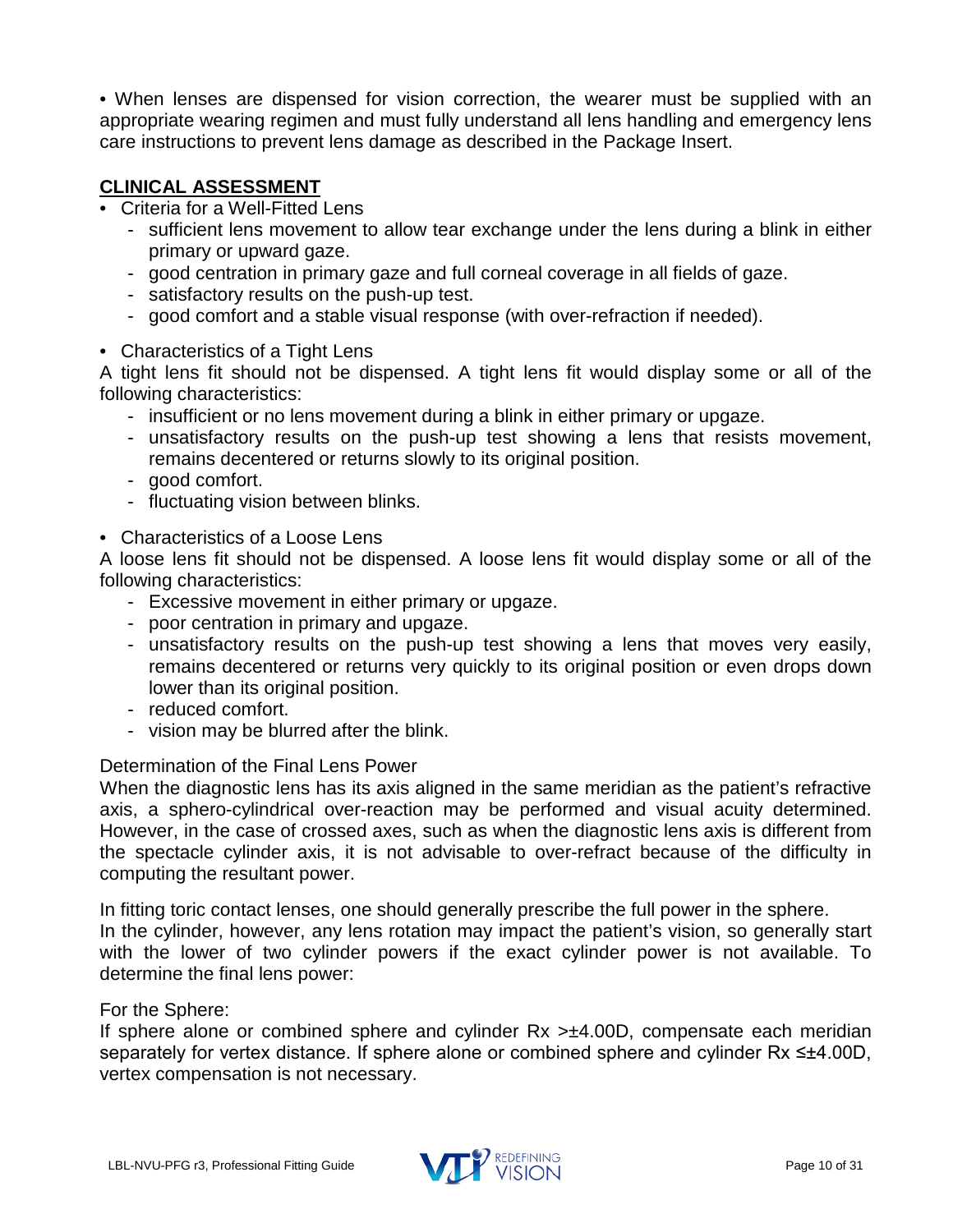• When lenses are dispensed for vision correction, the wearer must be supplied with an appropriate wearing regimen and must fully understand all lens handling and emergency lens care instructions to prevent lens damage as described in the Package Insert.

## CLINICAL ASSESSMENT

- Criteria for a Well-Fitted Lens
  - sufficient lens movement to allow tear exchange under the lens during a blink in either primary or upward gaze.
  - good centration in primary gaze and full corneal coverage in all fields of gaze.
  - satisfactory results on the push-up test.
  - good comfort and a stable visual response (with over-refraction if needed).

- Characteristics of a Tight Lens

A tight lens fit should not be dispensed. A tight lens fit would display some or all of the following characteristics:

  - insufficient or no lens movement during a blink in either primary or upgaze.
  - unsatisfactory results on the push-up test showing a lens that resists movement, remains decentered or returns slowly to its original position.
  - good comfort.
  - fluctuating vision between blinks.

- Characteristics of a Loose Lens

A loose lens fit should not be dispensed. A loose lens fit would display some or all of the following characteristics:

  - Excessive movement in either primary or upgaze.
  - poor centration in primary and upgaze.
  - unsatisfactory results on the push-up test showing a lens that moves very easily, remains decentered or returns very quickly to its original position or even drops down lower than its original position.
  - reduced comfort.
  - vision may be blurred after the blink.

Determination of the Final Lens Power

When the diagnostic lens has its axis aligned in the same meridian as the patient's refractive axis, a sphero-cylindrical over-reaction may be performed and visual acuity determined. However, in the case of crossed axes, such as when the diagnostic lens axis is different from the spectacle cylinder axis, it is not advisable to over-refract because of the difficulty in computing the resultant power.

In fitting toric contact lenses, one should generally prescribe the full power in the sphere.
In the cylinder, however, any lens rotation may impact the patient's vision, so generally start with the lower of two cylinder powers if the exact cylinder power is not available. To determine the final lens power:

For the Sphere:

If sphere alone or combined sphere and cylinder Rx >±4.00D, compensate each meridian separately for vertex distance. If sphere alone or combined sphere and cylinder Rx ≤±4.00D, vertex compensation is not necessary.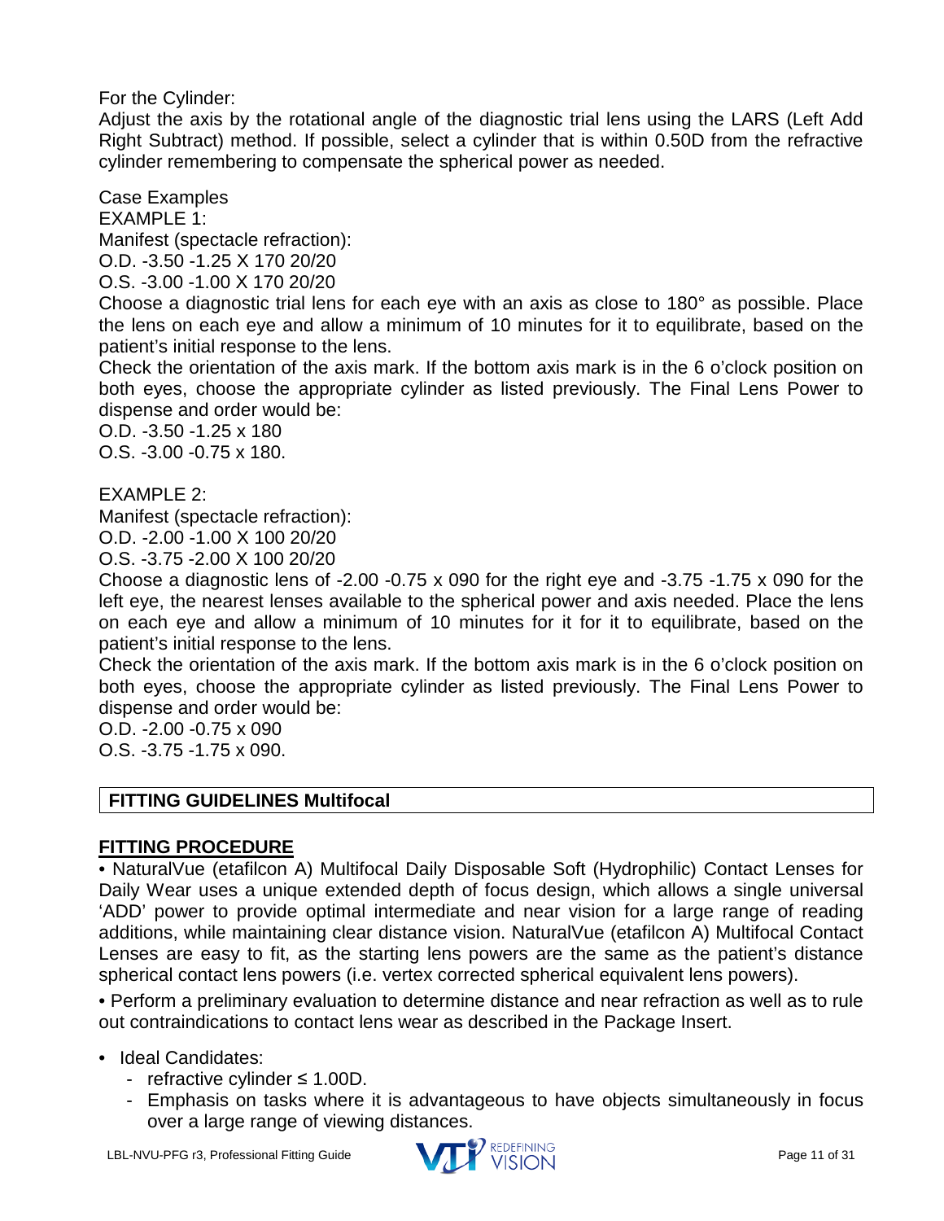For the Cylinder:

Adjust the axis by the rotational angle of the diagnostic trial lens using the LARS (Left Add Right Subtract) method. If possible, select a cylinder that is within 0.50D from the refractive cylinder remembering to compensate the spherical power as needed.

Case Examples

EXAMPLE 1:

Manifest (spectacle refraction):

O.D. -3.50 -1.25 X 170 20/20

O.S. -3.00 -1.00 X 170 20/20

Choose a diagnostic trial lens for each eye with an axis as close to 180° as possible. Place the lens on each eye and allow a minimum of 10 minutes for it to equilibrate, based on the patient's initial response to the lens.

Check the orientation of the axis mark. If the bottom axis mark is in the 6 o'clock position on both eyes, choose the appropriate cylinder as listed previously. The Final Lens Power to dispense and order would be:

O.D. -3.50 -1.25 x 180

O.S. -3.00 -0.75 x 180.

EXAMPLE 2:

Manifest (spectacle refraction):

O.D. -2.00 -1.00 X 100 20/20

O.S. -3.75 -2.00 X 100 20/20

Choose a diagnostic lens of -2.00 -0.75 x 090 for the right eye and -3.75 -1.75 x 090 for the left eye, the nearest lenses available to the spherical power and axis needed. Place the lens on each eye and allow a minimum of 10 minutes for it for it to equilibrate, based on the patient's initial response to the lens.

Check the orientation of the axis mark. If the bottom axis mark is in the 6 o'clock position on both eyes, choose the appropriate cylinder as listed previously. The Final Lens Power to dispense and order would be:

O.D. -2.00 -0.75 x 090

O.S. -3.75 -1.75 x 090.

## FITTING GUIDELINES Multifocal

### FITTING PROCEDURE

• NaturalVue (etafilcon A) Multifocal Daily Disposable Soft (Hydrophilic) Contact Lenses for Daily Wear uses a unique extended depth of focus design, which allows a single universal 'ADD' power to provide optimal intermediate and near vision for a large range of reading additions, while maintaining clear distance vision. NaturalVue (etafilcon A) Multifocal Contact Lenses are easy to fit, as the starting lens powers are the same as the patient's distance spherical contact lens powers (i.e. vertex corrected spherical equivalent lens powers).

• Perform a preliminary evaluation to determine distance and near refraction as well as to rule out contraindications to contact lens wear as described in the Package Insert.

- Ideal Candidates:
  - refractive cylinder ≤ 1.00D.
  - Emphasis on tasks where it is advantageous to have objects simultaneously in focus over a large range of viewing distances.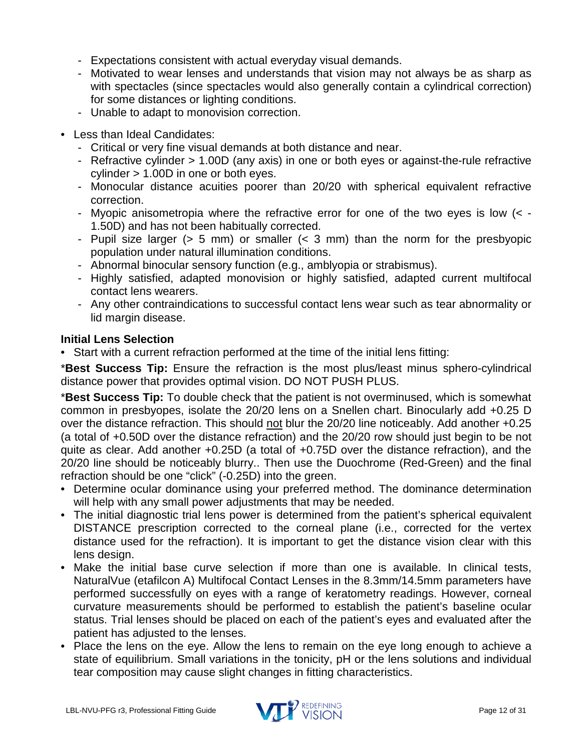- Expectations consistent with actual everyday visual demands.
  - Motivated to wear lenses and understands that vision may not always be as sharp as with spectacles (since spectacles would also generally contain a cylindrical correction) for some distances or lighting conditions.
  - Unable to adapt to monovision correction.

- Less than Ideal Candidates:
  - Critical or very fine visual demands at both distance and near.
  - Refractive cylinder > 1.00D (any axis) in one or both eyes or against-the-rule refractive cylinder > 1.00D in one or both eyes.
  - Monocular distance acuities poorer than 20/20 with spherical equivalent refractive correction.
  - Myopic anisometropia where the refractive error for one of the two eyes is low (< -1.50D) and has not been habitually corrected.
  - Pupil size larger (> 5 mm) or smaller (< 3 mm) than the norm for the presbyopic population under natural illumination conditions.
  - Abnormal binocular sensory function (e.g., amblyopia or strabismus).
  - Highly satisfied, adapted monovision or highly satisfied, adapted current multifocal contact lens wearers.
  - Any other contraindications to successful contact lens wear such as tear abnormality or lid margin disease.

**Initial Lens Selection**

- Start with a current refraction performed at the time of the initial lens fitting:

*__Best Success Tip:__ Ensure the refraction is the most plus/least minus sphero-cylindrical distance power that provides optimal vision. DO NOT PUSH PLUS.

*__Best Success Tip:__ To double check that the patient is not overminused, which is somewhat common in presbyopes, isolate the 20/20 lens on a Snellen chart. Binocularly add +0.25 D over the distance refraction. This should <u>not</u> blur the 20/20 line noticeably. Add another +0.25 (a total of +0.50D over the distance refraction) and the 20/20 row should just begin to be not quite as clear. Add another +0.25D (a total of +0.75D over the distance refraction), and the 20/20 line should be noticeably blurry.. Then use the Duochrome (Red-Green) and the final refraction should be one "click" (-0.25D) into the green.

- Determine ocular dominance using your preferred method. The dominance determination will help with any small power adjustments that may be needed.
- The initial diagnostic trial lens power is determined from the patient's spherical equivalent DISTANCE prescription corrected to the corneal plane (i.e., corrected for the vertex distance used for the refraction). It is important to get the distance vision clear with this lens design.
- Make the initial base curve selection if more than one is available. In clinical tests, NaturalVue (etafilcon A) Multifocal Contact Lenses in the 8.3mm/14.5mm parameters have performed successfully on eyes with a range of keratometry readings. However, corneal curvature measurements should be performed to establish the patient's baseline ocular status. Trial lenses should be placed on each of the patient's eyes and evaluated after the patient has adjusted to the lenses.
- Place the lens on the eye. Allow the lens to remain on the eye long enough to achieve a state of equilibrium. Small variations in the tonicity, pH or the lens solutions and individual tear composition may cause slight changes in fitting characteristics.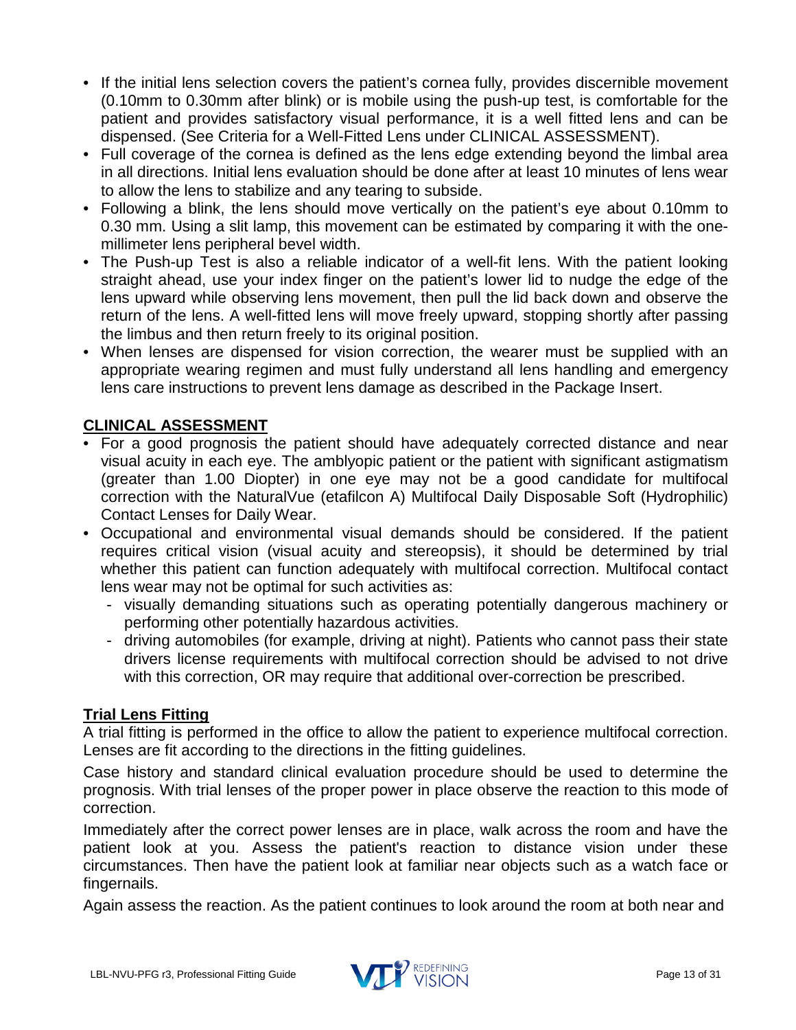- If the initial lens selection covers the patient's cornea fully, provides discernible movement (0.10mm to 0.30mm after blink) or is mobile using the push-up test, is comfortable for the patient and provides satisfactory visual performance, it is a well fitted lens and can be dispensed. (See Criteria for a Well-Fitted Lens under CLINICAL ASSESSMENT).
- Full coverage of the cornea is defined as the lens edge extending beyond the limbal area in all directions. Initial lens evaluation should be done after at least 10 minutes of lens wear to allow the lens to stabilize and any tearing to subside.
- Following a blink, the lens should move vertically on the patient's eye about 0.10mm to 0.30 mm. Using a slit lamp, this movement can be estimated by comparing it with the one-millimeter lens peripheral bevel width.
- The Push-up Test is also a reliable indicator of a well-fit lens. With the patient looking straight ahead, use your index finger on the patient's lower lid to nudge the edge of the lens upward while observing lens movement, then pull the lid back down and observe the return of the lens. A well-fitted lens will move freely upward, stopping shortly after passing the limbus and then return freely to its original position.
- When lenses are dispensed for vision correction, the wearer must be supplied with an appropriate wearing regimen and must fully understand all lens handling and emergency lens care instructions to prevent lens damage as described in the Package Insert.

## CLINICAL ASSESSMENT

- For a good prognosis the patient should have adequately corrected distance and near visual acuity in each eye. The amblyopic patient or the patient with significant astigmatism (greater than 1.00 Diopter) in one eye may not be a good candidate for multifocal correction with the NaturalVue (etafilcon A) Multifocal Daily Disposable Soft (Hydrophilic) Contact Lenses for Daily Wear.
- Occupational and environmental visual demands should be considered. If the patient requires critical vision (visual acuity and stereopsis), it should be determined by trial whether this patient can function adequately with multifocal correction. Multifocal contact lens wear may not be optimal for such activities as:
  - visually demanding situations such as operating potentially dangerous machinery or performing other potentially hazardous activities.
  - driving automobiles (for example, driving at night). Patients who cannot pass their state drivers license requirements with multifocal correction should be advised to not drive with this correction, OR may require that additional over-correction be prescribed.

### Trial Lens Fitting

A trial fitting is performed in the office to allow the patient to experience multifocal correction. Lenses are fit according to the directions in the fitting guidelines.

Case history and standard clinical evaluation procedure should be used to determine the prognosis. With trial lenses of the proper power in place observe the reaction to this mode of correction.

Immediately after the correct power lenses are in place, walk across the room and have the patient look at you. Assess the patient's reaction to distance vision under these circumstances. Then have the patient look at familiar near objects such as a watch face or fingernails.

Again assess the reaction. As the patient continues to look around the room at both near and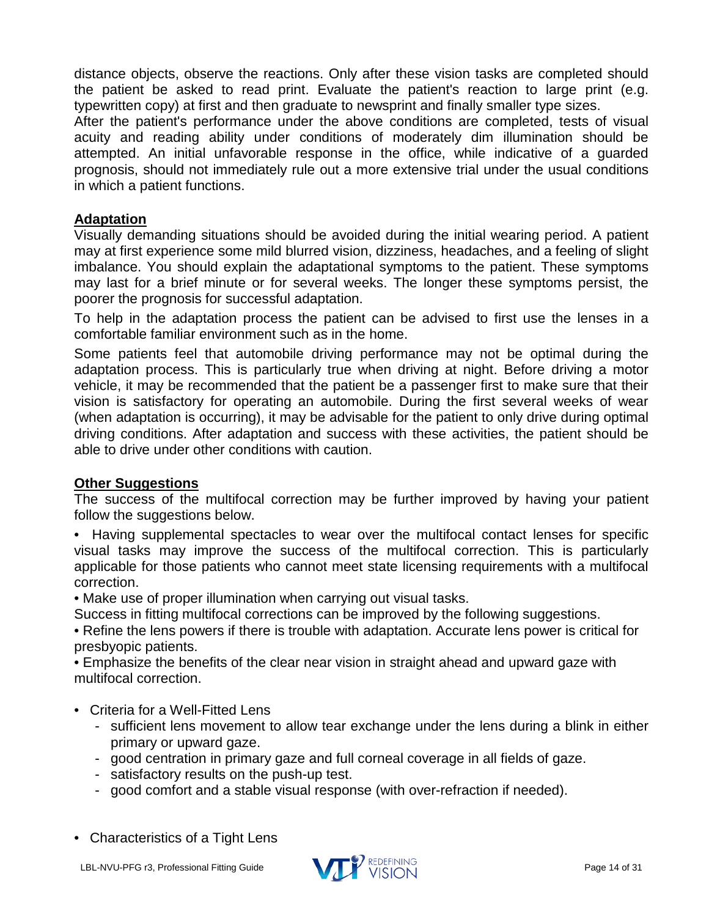distance objects, observe the reactions. Only after these vision tasks are completed should the patient be asked to read print. Evaluate the patient's reaction to large print (e.g. typewritten copy) at first and then graduate to newsprint and finally smaller type sizes.
After the patient's performance under the above conditions are completed, tests of visual acuity and reading ability under conditions of moderately dim illumination should be attempted. An initial unfavorable response in the office, while indicative of a guarded prognosis, should not immediately rule out a more extensive trial under the usual conditions in which a patient functions.

## Adaptation

Visually demanding situations should be avoided during the initial wearing period. A patient may at first experience some mild blurred vision, dizziness, headaches, and a feeling of slight imbalance. You should explain the adaptational symptoms to the patient. These symptoms may last for a brief minute or for several weeks. The longer these symptoms persist, the poorer the prognosis for successful adaptation.

To help in the adaptation process the patient can be advised to first use the lenses in a comfortable familiar environment such as in the home.

Some patients feel that automobile driving performance may not be optimal during the adaptation process. This is particularly true when driving at night. Before driving a motor vehicle, it may be recommended that the patient be a passenger first to make sure that their vision is satisfactory for operating an automobile. During the first several weeks of wear (when adaptation is occurring), it may be advisable for the patient to only drive during optimal driving conditions. After adaptation and success with these activities, the patient should be able to drive under other conditions with caution.

## Other Suggestions

The success of the multifocal correction may be further improved by having your patient follow the suggestions below.

- Having supplemental spectacles to wear over the multifocal contact lenses for specific visual tasks may improve the success of the multifocal correction. This is particularly applicable for those patients who cannot meet state licensing requirements with a multifocal correction.
- Make use of proper illumination when carrying out visual tasks.

Success in fitting multifocal corrections can be improved by the following suggestions.

- Refine the lens powers if there is trouble with adaptation. Accurate lens power is critical for presbyopic patients.
- Emphasize the benefits of the clear near vision in straight ahead and upward gaze with multifocal correction.

- Criteria for a Well-Fitted Lens
  - sufficient lens movement to allow tear exchange under the lens during a blink in either primary or upward gaze.
  - good centration in primary gaze and full corneal coverage in all fields of gaze.
  - satisfactory results on the push-up test.
  - good comfort and a stable visual response (with over-refraction if needed).

- Characteristics of a Tight Lens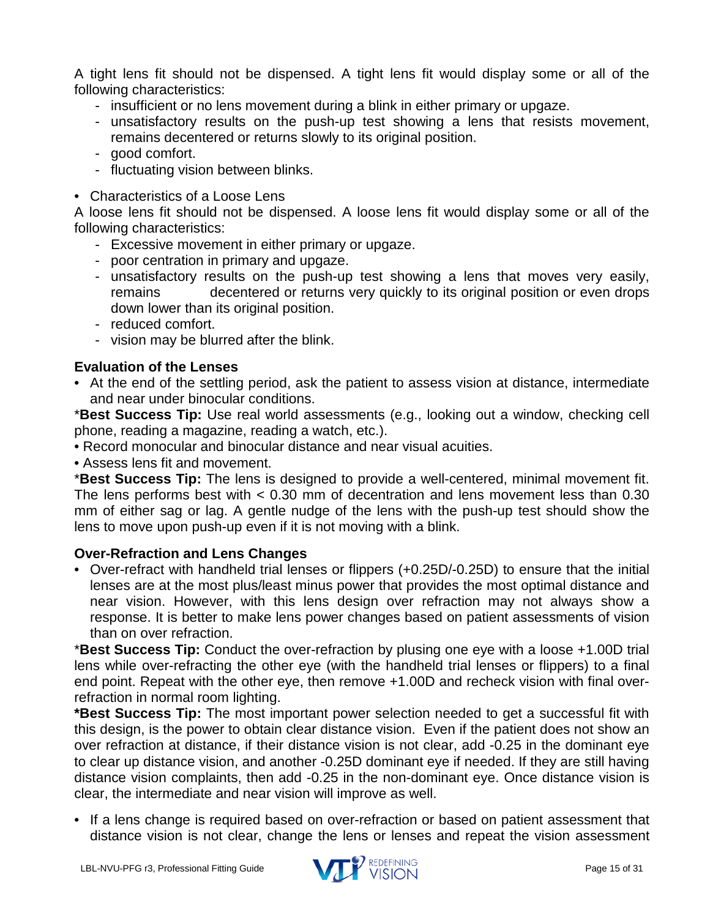A tight lens fit should not be dispensed. A tight lens fit would display some or all of the following characteristics:

- insufficient or no lens movement during a blink in either primary or upgaze.
- unsatisfactory results on the push-up test showing a lens that resists movement, remains decentered or returns slowly to its original position.
- good comfort.
- fluctuating vision between blinks.

• Characteristics of a Loose Lens

A loose lens fit should not be dispensed. A loose lens fit would display some or all of the following characteristics:

- Excessive movement in either primary or upgaze.
- poor centration in primary and upgaze.
- unsatisfactory results on the push-up test showing a lens that moves very easily, remains decentered or returns very quickly to its original position or even drops down lower than its original position.
- reduced comfort.
- vision may be blurred after the blink.

**Evaluation of the Lenses**

• At the end of the settling period, ask the patient to assess vision at distance, intermediate and near under binocular conditions.

\***Best Success Tip:** Use real world assessments (e.g., looking out a window, checking cell phone, reading a magazine, reading a watch, etc.).

• Record monocular and binocular distance and near visual acuities.

• Assess lens fit and movement.

\***Best Success Tip:** The lens is designed to provide a well-centered, minimal movement fit. The lens performs best with < 0.30 mm of decentration and lens movement less than 0.30 mm of either sag or lag. A gentle nudge of the lens with the push-up test should show the lens to move upon push-up even if it is not moving with a blink.

**Over-Refraction and Lens Changes**

• Over-refract with handheld trial lenses or flippers (+0.25D/-0.25D) to ensure that the initial lenses are at the most plus/least minus power that provides the most optimal distance and near vision. However, with this lens design over refraction may not always show a response. It is better to make lens power changes based on patient assessments of vision than on over refraction.

\***Best Success Tip:** Conduct the over-refraction by plusing one eye with a loose +1.00D trial lens while over-refracting the other eye (with the handheld trial lenses or flippers) to a final end point. Repeat with the other eye, then remove +1.00D and recheck vision with final over-refraction in normal room lighting.

**\*Best Success Tip:** The most important power selection needed to get a successful fit with this design, is the power to obtain clear distance vision. Even if the patient does not show an over refraction at distance, if their distance vision is not clear, add -0.25 in the dominant eye to clear up distance vision, and another -0.25D dominant eye if needed. If they are still having distance vision complaints, then add -0.25 in the non-dominant eye. Once distance vision is clear, the intermediate and near vision will improve as well.

• If a lens change is required based on over-refraction or based on patient assessment that distance vision is not clear, change the lens or lenses and repeat the vision assessment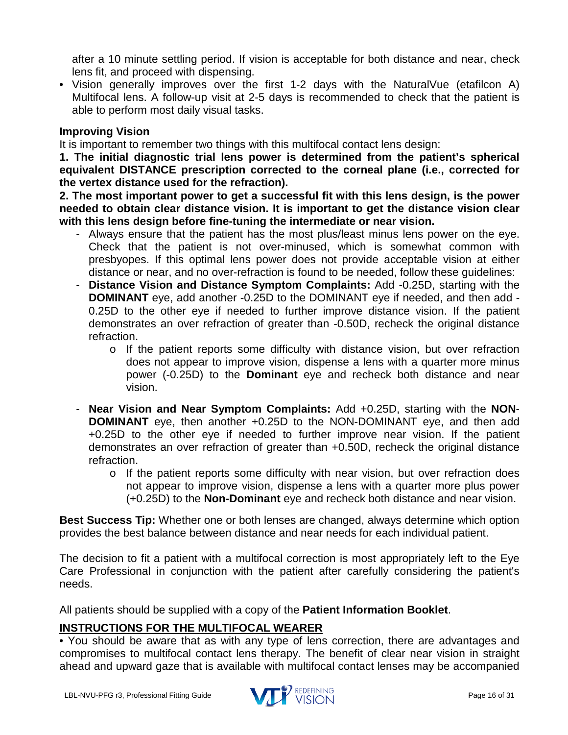after a 10 minute settling period. If vision is acceptable for both distance and near, check lens fit, and proceed with dispensing.

- Vision generally improves over the first 1-2 days with the NaturalVue (etafilcon A) Multifocal lens. A follow-up visit at 2-5 days is recommended to check that the patient is able to perform most daily visual tasks.

**Improving Vision**

It is important to remember two things with this multifocal contact lens design:

**1. The initial diagnostic trial lens power is determined from the patient's spherical equivalent DISTANCE prescription corrected to the corneal plane (i.e., corrected for the vertex distance used for the refraction).**

**2. The most important power to get a successful fit with this lens design, is the power needed to obtain clear distance vision. It is important to get the distance vision clear with this lens design before fine-tuning the intermediate or near vision.**

- Always ensure that the patient has the most plus/least minus lens power on the eye. Check that the patient is not over-minused, which is somewhat common with presbyopes. If this optimal lens power does not provide acceptable vision at either distance or near, and no over-refraction is found to be needed, follow these guidelines:
- **Distance Vision and Distance Symptom Complaints:** Add -0.25D, starting with the **DOMINANT** eye, add another -0.25D to the DOMINANT eye if needed, and then add -0.25D to the other eye if needed to further improve distance vision. If the patient demonstrates an over refraction of greater than -0.50D, recheck the original distance refraction.
    - If the patient reports some difficulty with distance vision, but over refraction does not appear to improve vision, dispense a lens with a quarter more minus power (-0.25D) to the **Dominant** eye and recheck both distance and near vision.
- **Near Vision and Near Symptom Complaints:** Add +0.25D, starting with the **NON-DOMINANT** eye, then another +0.25D to the NON-DOMINANT eye, and then add +0.25D to the other eye if needed to further improve near vision. If the patient demonstrates an over refraction of greater than +0.50D, recheck the original distance refraction.
    - If the patient reports some difficulty with near vision, but over refraction does not appear to improve vision, dispense a lens with a quarter more plus power (+0.25D) to the **Non-Dominant** eye and recheck both distance and near vision.

**Best Success Tip:** Whether one or both lenses are changed, always determine which option provides the best balance between distance and near needs for each individual patient.

The decision to fit a patient with a multifocal correction is most appropriately left to the Eye Care Professional in conjunction with the patient after carefully considering the patient's needs.

All patients should be supplied with a copy of the **Patient Information Booklet**.

## INSTRUCTIONS FOR THE MULTIFOCAL WEARER

- You should be aware that as with any type of lens correction, there are advantages and compromises to multifocal contact lens therapy. The benefit of clear near vision in straight ahead and upward gaze that is available with multifocal contact lenses may be accompanied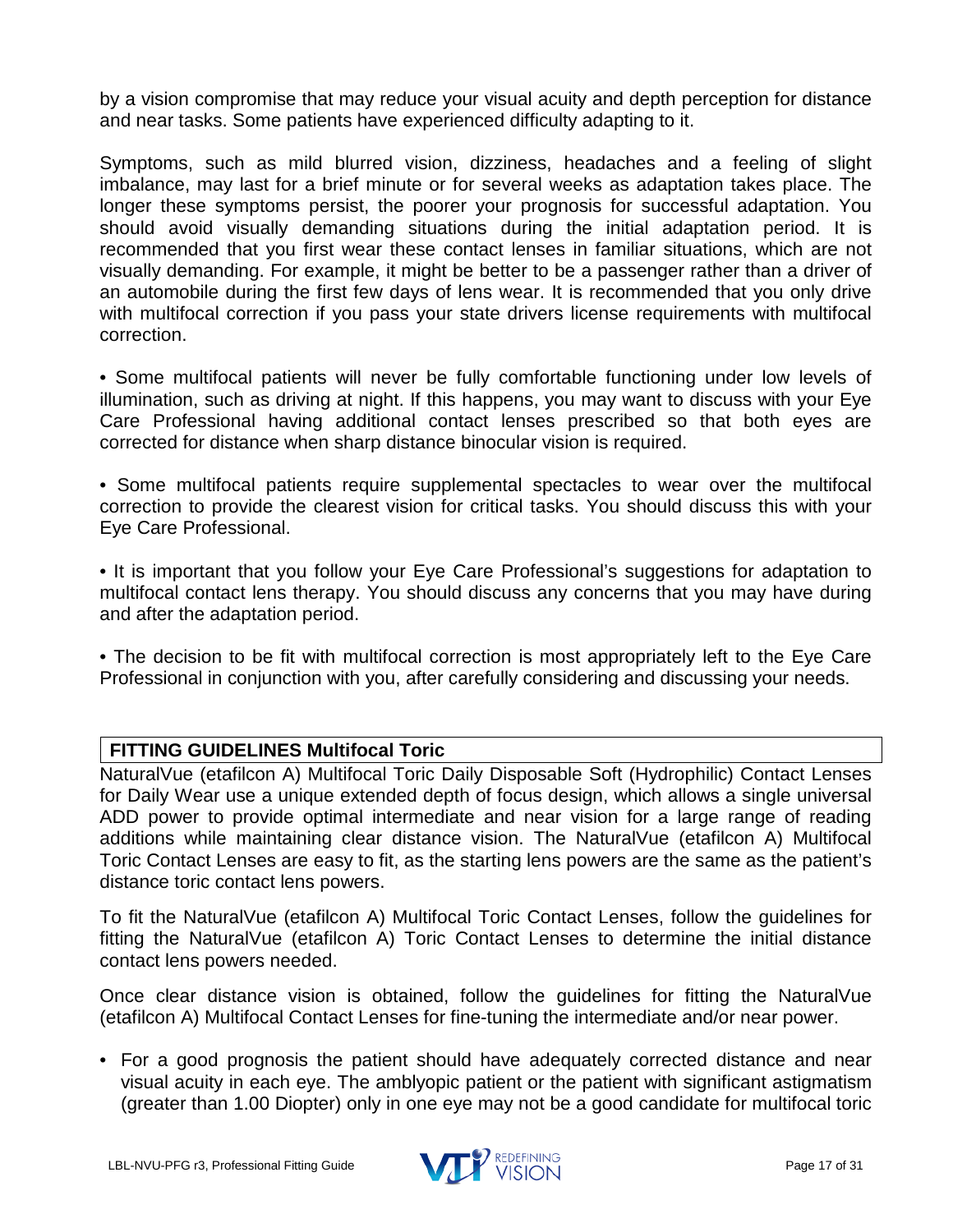by a vision compromise that may reduce your visual acuity and depth perception for distance and near tasks. Some patients have experienced difficulty adapting to it.

Symptoms, such as mild blurred vision, dizziness, headaches and a feeling of slight imbalance, may last for a brief minute or for several weeks as adaptation takes place. The longer these symptoms persist, the poorer your prognosis for successful adaptation. You should avoid visually demanding situations during the initial adaptation period. It is recommended that you first wear these contact lenses in familiar situations, which are not visually demanding. For example, it might be better to be a passenger rather than a driver of an automobile during the first few days of lens wear. It is recommended that you only drive with multifocal correction if you pass your state drivers license requirements with multifocal correction.

- Some multifocal patients will never be fully comfortable functioning under low levels of illumination, such as driving at night. If this happens, you may want to discuss with your Eye Care Professional having additional contact lenses prescribed so that both eyes are corrected for distance when sharp distance binocular vision is required.

- Some multifocal patients require supplemental spectacles to wear over the multifocal correction to provide the clearest vision for critical tasks. You should discuss this with your Eye Care Professional.

- It is important that you follow your Eye Care Professional's suggestions for adaptation to multifocal contact lens therapy. You should discuss any concerns that you may have during and after the adaptation period.

- The decision to be fit with multifocal correction is most appropriately left to the Eye Care Professional in conjunction with you, after carefully considering and discussing your needs.

## FITTING GUIDELINES Multifocal Toric

NaturalVue (etafilcon A) Multifocal Toric Daily Disposable Soft (Hydrophilic) Contact Lenses for Daily Wear use a unique extended depth of focus design, which allows a single universal ADD power to provide optimal intermediate and near vision for a large range of reading additions while maintaining clear distance vision. The NaturalVue (etafilcon A) Multifocal Toric Contact Lenses are easy to fit, as the starting lens powers are the same as the patient's distance toric contact lens powers.

To fit the NaturalVue (etafilcon A) Multifocal Toric Contact Lenses, follow the guidelines for fitting the NaturalVue (etafilcon A) Toric Contact Lenses to determine the initial distance contact lens powers needed.

Once clear distance vision is obtained, follow the guidelines for fitting the NaturalVue (etafilcon A) Multifocal Contact Lenses for fine-tuning the intermediate and/or near power.

- For a good prognosis the patient should have adequately corrected distance and near visual acuity in each eye. The amblyopic patient or the patient with significant astigmatism (greater than 1.00 Diopter) only in one eye may not be a good candidate for multifocal toric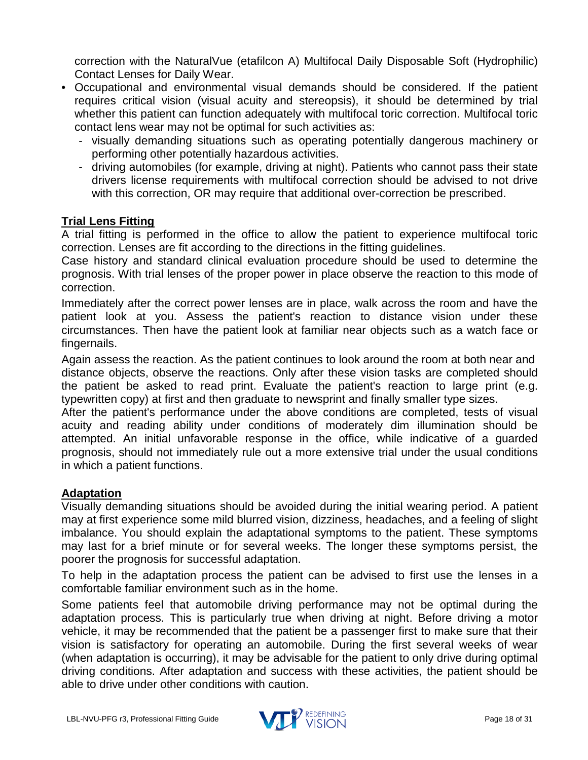correction with the NaturalVue (etafilcon A) Multifocal Daily Disposable Soft (Hydrophilic) Contact Lenses for Daily Wear.

- Occupational and environmental visual demands should be considered. If the patient requires critical vision (visual acuity and stereopsis), it should be determined by trial whether this patient can function adequately with multifocal toric correction. Multifocal toric contact lens wear may not be optimal for such activities as:
  - visually demanding situations such as operating potentially dangerous machinery or performing other potentially hazardous activities.
  - driving automobiles (for example, driving at night). Patients who cannot pass their state drivers license requirements with multifocal correction should be advised to not drive with this correction, OR may require that additional over-correction be prescribed.

## Trial Lens Fitting

A trial fitting is performed in the office to allow the patient to experience multifocal toric correction. Lenses are fit according to the directions in the fitting guidelines.

Case history and standard clinical evaluation procedure should be used to determine the prognosis. With trial lenses of the proper power in place observe the reaction to this mode of correction.

Immediately after the correct power lenses are in place, walk across the room and have the patient look at you. Assess the patient's reaction to distance vision under these circumstances. Then have the patient look at familiar near objects such as a watch face or fingernails.

Again assess the reaction. As the patient continues to look around the room at both near and distance objects, observe the reactions. Only after these vision tasks are completed should the patient be asked to read print. Evaluate the patient's reaction to large print (e.g. typewritten copy) at first and then graduate to newsprint and finally smaller type sizes.

After the patient's performance under the above conditions are completed, tests of visual acuity and reading ability under conditions of moderately dim illumination should be attempted. An initial unfavorable response in the office, while indicative of a guarded prognosis, should not immediately rule out a more extensive trial under the usual conditions in which a patient functions.

## Adaptation

Visually demanding situations should be avoided during the initial wearing period. A patient may at first experience some mild blurred vision, dizziness, headaches, and a feeling of slight imbalance. You should explain the adaptational symptoms to the patient. These symptoms may last for a brief minute or for several weeks. The longer these symptoms persist, the poorer the prognosis for successful adaptation.

To help in the adaptation process the patient can be advised to first use the lenses in a comfortable familiar environment such as in the home.

Some patients feel that automobile driving performance may not be optimal during the adaptation process. This is particularly true when driving at night. Before driving a motor vehicle, it may be recommended that the patient be a passenger first to make sure that their vision is satisfactory for operating an automobile. During the first several weeks of wear (when adaptation is occurring), it may be advisable for the patient to only drive during optimal driving conditions. After adaptation and success with these activities, the patient should be able to drive under other conditions with caution.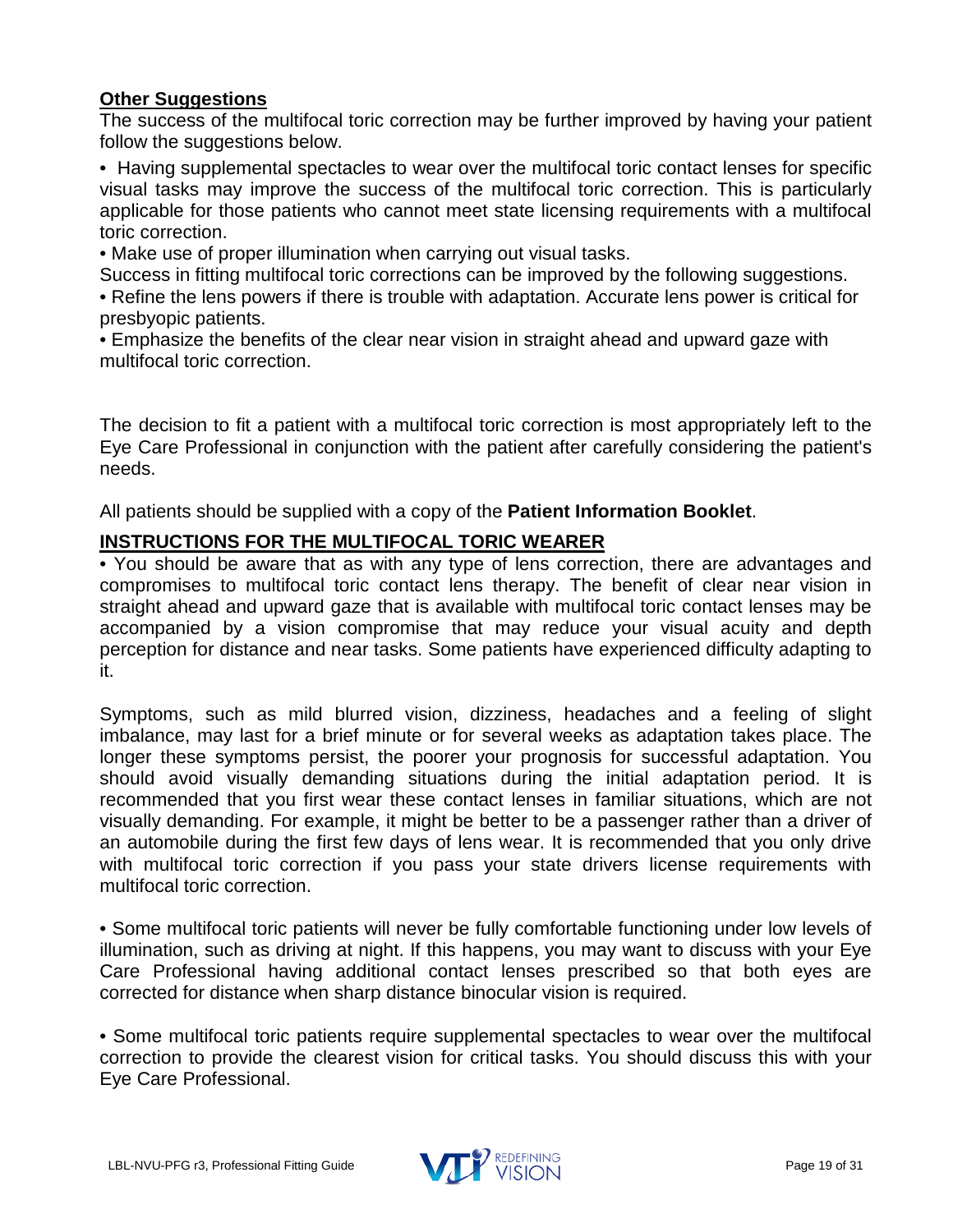**Other Suggestions**

The success of the multifocal toric correction may be further improved by having your patient follow the suggestions below.

- Having supplemental spectacles to wear over the multifocal toric contact lenses for specific visual tasks may improve the success of the multifocal toric correction. This is particularly applicable for those patients who cannot meet state licensing requirements with a multifocal toric correction.
- Make use of proper illumination when carrying out visual tasks.

Success in fitting multifocal toric corrections can be improved by the following suggestions.

- Refine the lens powers if there is trouble with adaptation. Accurate lens power is critical for presbyopic patients.
- Emphasize the benefits of the clear near vision in straight ahead and upward gaze with multifocal toric correction.

The decision to fit a patient with a multifocal toric correction is most appropriately left to the Eye Care Professional in conjunction with the patient after carefully considering the patient's needs.

All patients should be supplied with a copy of the **Patient Information Booklet**.

**INSTRUCTIONS FOR THE MULTIFOCAL TORIC WEARER**

- You should be aware that as with any type of lens correction, there are advantages and compromises to multifocal toric contact lens therapy. The benefit of clear near vision in straight ahead and upward gaze that is available with multifocal toric contact lenses may be accompanied by a vision compromise that may reduce your visual acuity and depth perception for distance and near tasks. Some patients have experienced difficulty adapting to it.

Symptoms, such as mild blurred vision, dizziness, headaches and a feeling of slight imbalance, may last for a brief minute or for several weeks as adaptation takes place. The longer these symptoms persist, the poorer your prognosis for successful adaptation. You should avoid visually demanding situations during the initial adaptation period. It is recommended that you first wear these contact lenses in familiar situations, which are not visually demanding. For example, it might be better to be a passenger rather than a driver of an automobile during the first few days of lens wear. It is recommended that you only drive with multifocal toric correction if you pass your state drivers license requirements with multifocal toric correction.

- Some multifocal toric patients will never be fully comfortable functioning under low levels of illumination, such as driving at night. If this happens, you may want to discuss with your Eye Care Professional having additional contact lenses prescribed so that both eyes are corrected for distance when sharp distance binocular vision is required.

- Some multifocal toric patients require supplemental spectacles to wear over the multifocal correction to provide the clearest vision for critical tasks. You should discuss this with your Eye Care Professional.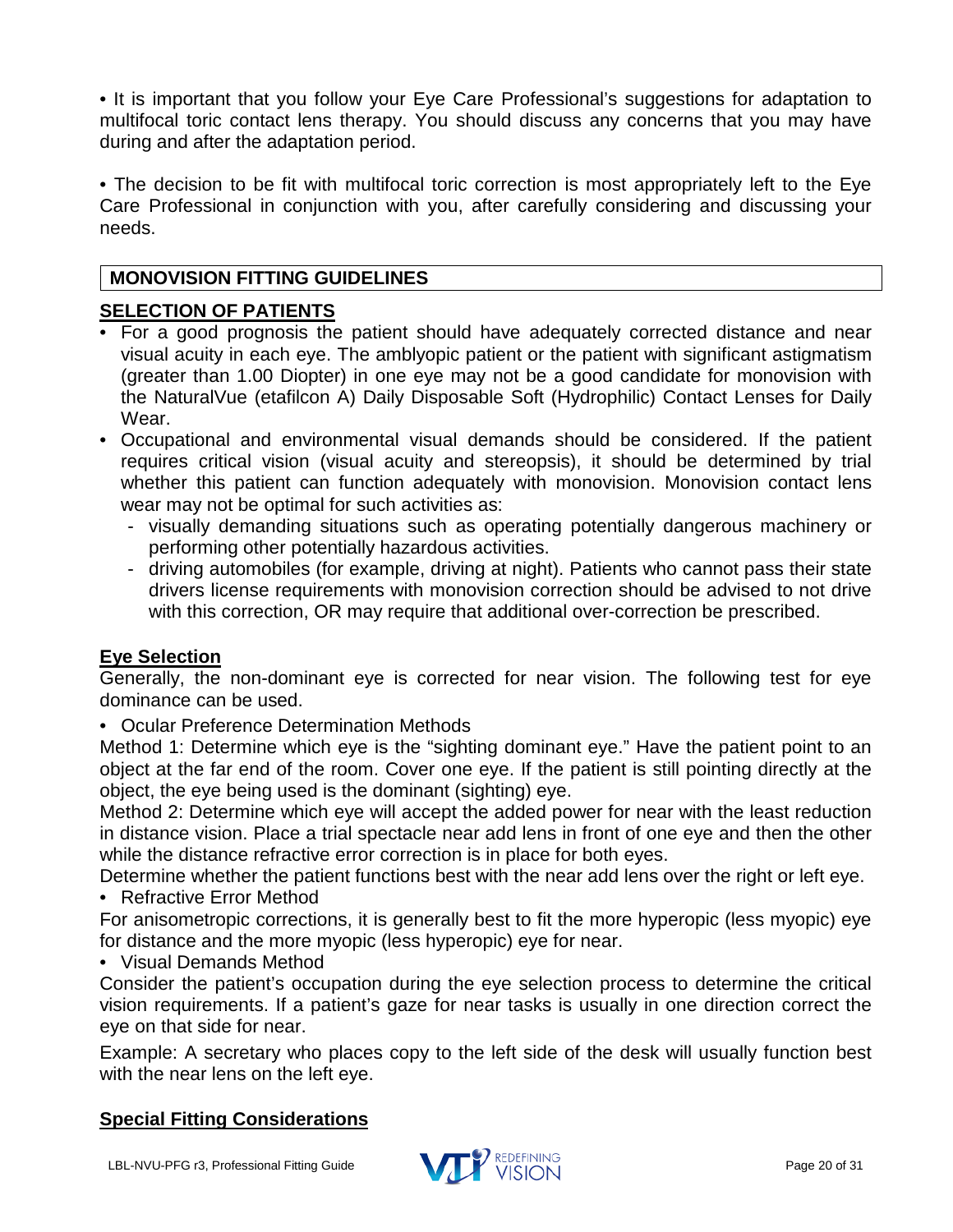• It is important that you follow your Eye Care Professional's suggestions for adaptation to multifocal toric contact lens therapy. You should discuss any concerns that you may have during and after the adaptation period.

• The decision to be fit with multifocal toric correction is most appropriately left to the Eye Care Professional in conjunction with you, after carefully considering and discussing your needs.

## MONOVISION FITTING GUIDELINES

### SELECTION OF PATIENTS

- For a good prognosis the patient should have adequately corrected distance and near visual acuity in each eye. The amblyopic patient or the patient with significant astigmatism (greater than 1.00 Diopter) in one eye may not be a good candidate for monovision with the NaturalVue (etafilcon A) Daily Disposable Soft (Hydrophilic) Contact Lenses for Daily Wear.
- Occupational and environmental visual demands should be considered. If the patient requires critical vision (visual acuity and stereopsis), it should be determined by trial whether this patient can function adequately with monovision. Monovision contact lens wear may not be optimal for such activities as:
  - visually demanding situations such as operating potentially dangerous machinery or performing other potentially hazardous activities.
  - driving automobiles (for example, driving at night). Patients who cannot pass their state drivers license requirements with monovision correction should be advised to not drive with this correction, OR may require that additional over-correction be prescribed.

### Eye Selection

Generally, the non-dominant eye is corrected for near vision. The following test for eye dominance can be used.

- Ocular Preference Determination Methods

Method 1: Determine which eye is the "sighting dominant eye." Have the patient point to an object at the far end of the room. Cover one eye. If the patient is still pointing directly at the object, the eye being used is the dominant (sighting) eye.

Method 2: Determine which eye will accept the added power for near with the least reduction in distance vision. Place a trial spectacle near add lens in front of one eye and then the other while the distance refractive error correction is in place for both eyes.

Determine whether the patient functions best with the near add lens over the right or left eye.

- Refractive Error Method

For anisometropic corrections, it is generally best to fit the more hyperopic (less myopic) eye for distance and the more myopic (less hyperopic) eye for near.

- Visual Demands Method

Consider the patient's occupation during the eye selection process to determine the critical vision requirements. If a patient's gaze for near tasks is usually in one direction correct the eye on that side for near.

Example: A secretary who places copy to the left side of the desk will usually function best with the near lens on the left eye.

### Special Fitting Considerations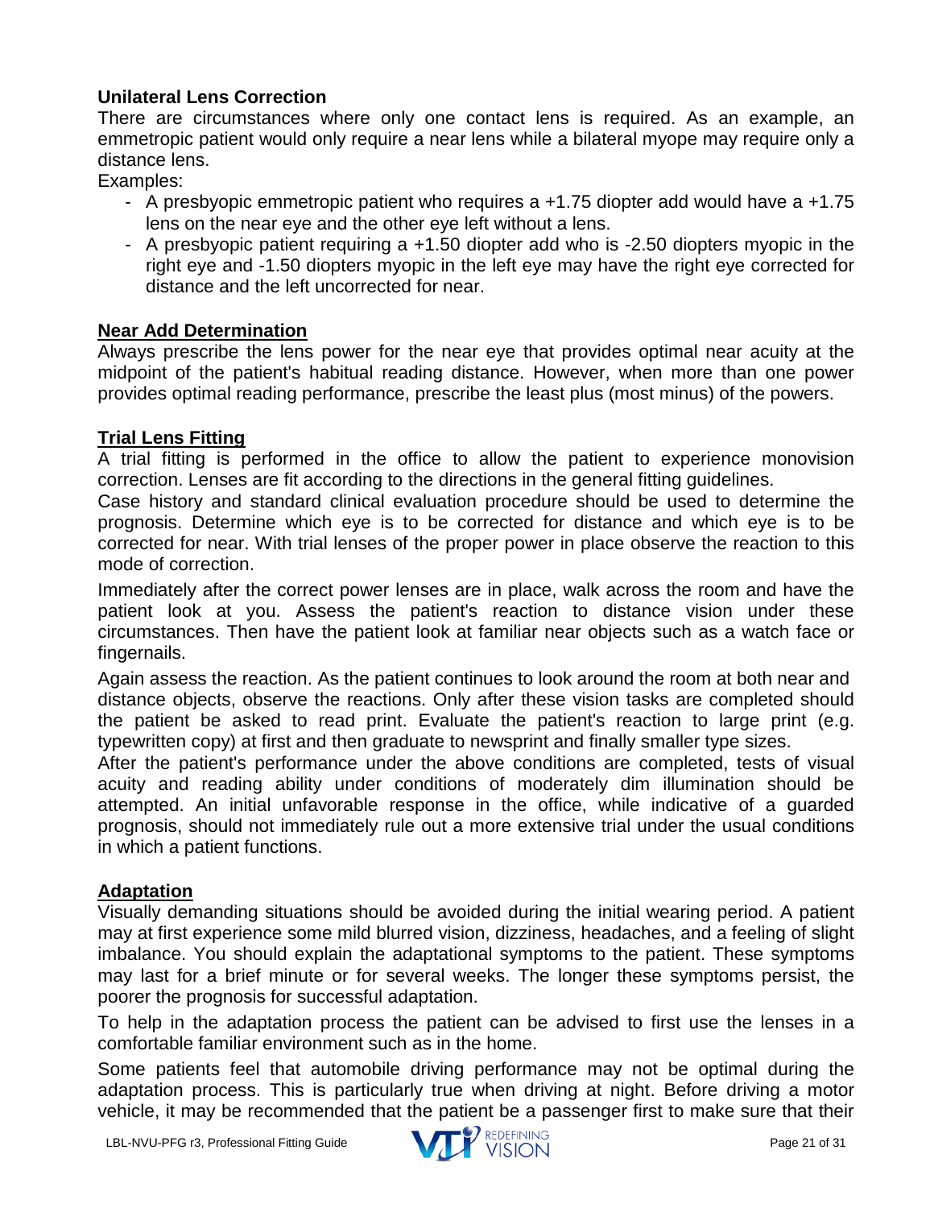## Unilateral Lens Correction

There are circumstances where only one contact lens is required. As an example, an emmetropic patient would only require a near lens while a bilateral myope may require only a distance lens.

Examples:

- A presbyopic emmetropic patient who requires a +1.75 diopter add would have a +1.75 lens on the near eye and the other eye left without a lens.
- A presbyopic patient requiring a +1.50 diopter add who is -2.50 diopters myopic in the right eye and -1.50 diopters myopic in the left eye may have the right eye corrected for distance and the left uncorrected for near.

## Near Add Determination

Always prescribe the lens power for the near eye that provides optimal near acuity at the midpoint of the patient's habitual reading distance. However, when more than one power provides optimal reading performance, prescribe the least plus (most minus) of the powers.

## Trial Lens Fitting

A trial fitting is performed in the office to allow the patient to experience monovision correction. Lenses are fit according to the directions in the general fitting guidelines.

Case history and standard clinical evaluation procedure should be used to determine the prognosis. Determine which eye is to be corrected for distance and which eye is to be corrected for near. With trial lenses of the proper power in place observe the reaction to this mode of correction.

Immediately after the correct power lenses are in place, walk across the room and have the patient look at you. Assess the patient's reaction to distance vision under these circumstances. Then have the patient look at familiar near objects such as a watch face or fingernails.

Again assess the reaction. As the patient continues to look around the room at both near and distance objects, observe the reactions. Only after these vision tasks are completed should the patient be asked to read print. Evaluate the patient's reaction to large print (e.g. typewritten copy) at first and then graduate to newsprint and finally smaller type sizes.

After the patient's performance under the above conditions are completed, tests of visual acuity and reading ability under conditions of moderately dim illumination should be attempted. An initial unfavorable response in the office, while indicative of a guarded prognosis, should not immediately rule out a more extensive trial under the usual conditions in which a patient functions.

## Adaptation

Visually demanding situations should be avoided during the initial wearing period. A patient may at first experience some mild blurred vision, dizziness, headaches, and a feeling of slight imbalance. You should explain the adaptational symptoms to the patient. These symptoms may last for a brief minute or for several weeks. The longer these symptoms persist, the poorer the prognosis for successful adaptation.

To help in the adaptation process the patient can be advised to first use the lenses in a comfortable familiar environment such as in the home.

Some patients feel that automobile driving performance may not be optimal during the adaptation process. This is particularly true when driving at night. Before driving a motor vehicle, it may be recommended that the patient be a passenger first to make sure that their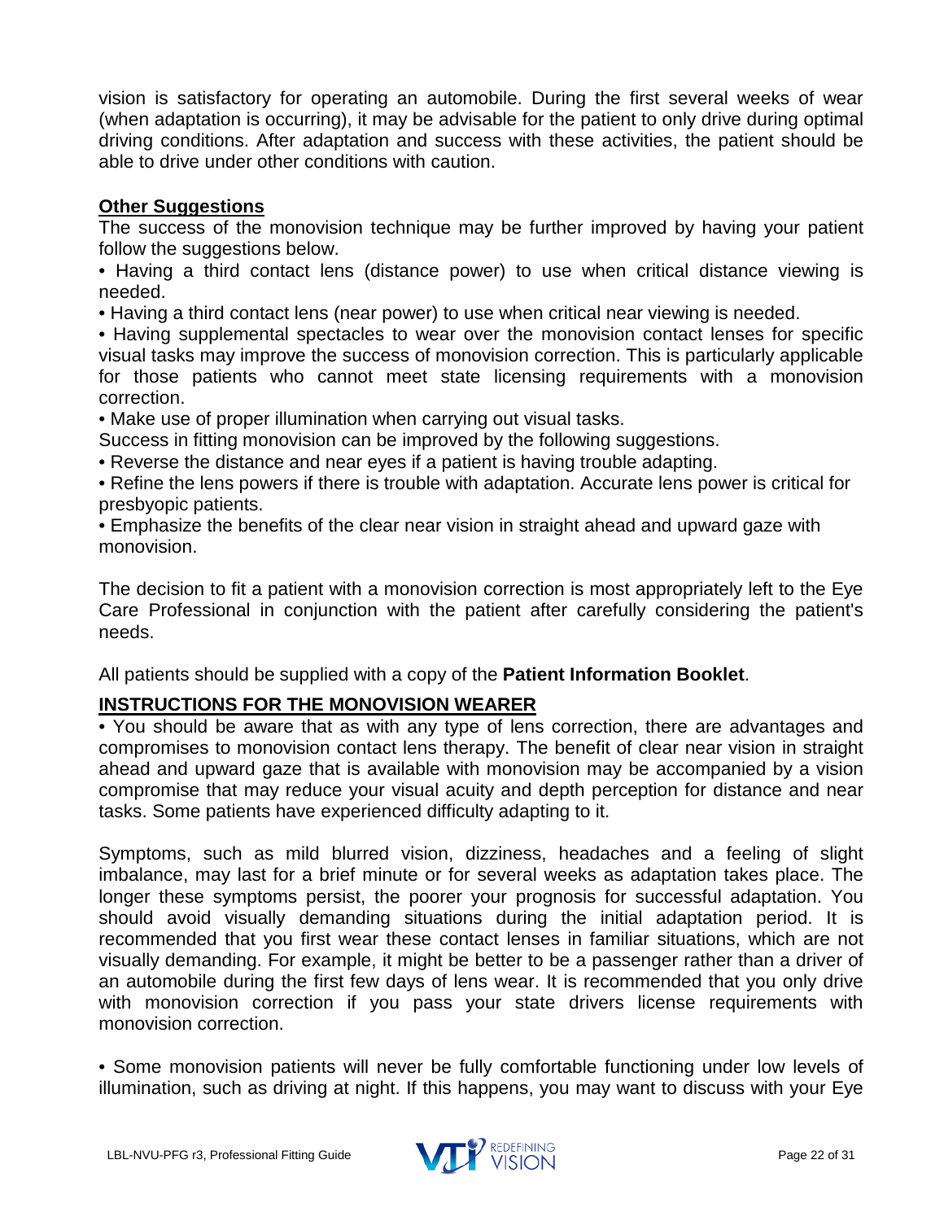vision is satisfactory for operating an automobile. During the first several weeks of wear (when adaptation is occurring), it may be advisable for the patient to only drive during optimal driving conditions. After adaptation and success with these activities, the patient should be able to drive under other conditions with caution.

**Other Suggestions**

The success of the monovision technique may be further improved by having your patient follow the suggestions below.

- Having a third contact lens (distance power) to use when critical distance viewing is needed.
- Having a third contact lens (near power) to use when critical near viewing is needed.
- Having supplemental spectacles to wear over the monovision contact lenses for specific visual tasks may improve the success of monovision correction. This is particularly applicable for those patients who cannot meet state licensing requirements with a monovision correction.
- Make use of proper illumination when carrying out visual tasks.

Success in fitting monovision can be improved by the following suggestions.

- Reverse the distance and near eyes if a patient is having trouble adapting.
- Refine the lens powers if there is trouble with adaptation. Accurate lens power is critical for presbyopic patients.
- Emphasize the benefits of the clear near vision in straight ahead and upward gaze with monovision.

The decision to fit a patient with a monovision correction is most appropriately left to the Eye Care Professional in conjunction with the patient after carefully considering the patient's needs.

All patients should be supplied with a copy of the **Patient Information Booklet**.

## INSTRUCTIONS FOR THE MONOVISION WEARER

- You should be aware that as with any type of lens correction, there are advantages and compromises to monovision contact lens therapy. The benefit of clear near vision in straight ahead and upward gaze that is available with monovision may be accompanied by a vision compromise that may reduce your visual acuity and depth perception for distance and near tasks. Some patients have experienced difficulty adapting to it.

Symptoms, such as mild blurred vision, dizziness, headaches and a feeling of slight imbalance, may last for a brief minute or for several weeks as adaptation takes place. The longer these symptoms persist, the poorer your prognosis for successful adaptation. You should avoid visually demanding situations during the initial adaptation period. It is recommended that you first wear these contact lenses in familiar situations, which are not visually demanding. For example, it might be better to be a passenger rather than a driver of an automobile during the first few days of lens wear. It is recommended that you only drive with monovision correction if you pass your state drivers license requirements with monovision correction.

- Some monovision patients will never be fully comfortable functioning under low levels of illumination, such as driving at night. If this happens, you may want to discuss with your Eye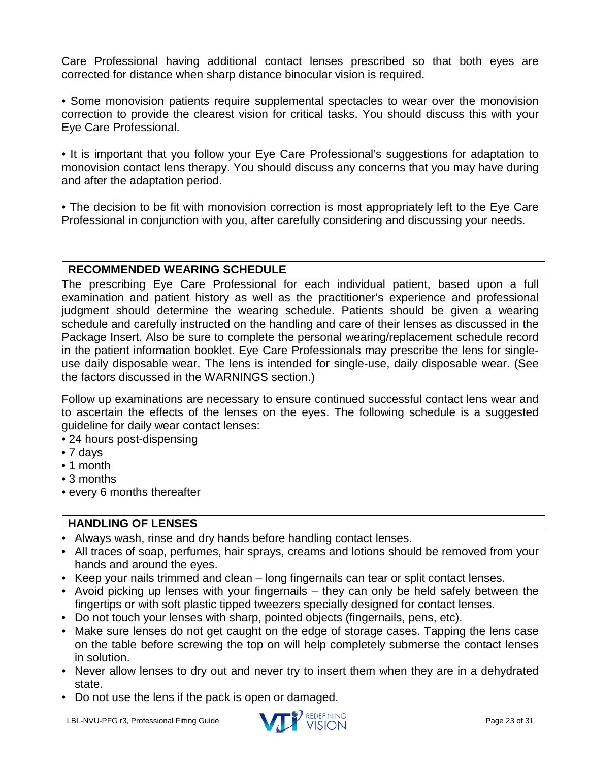Care Professional having additional contact lenses prescribed so that both eyes are corrected for distance when sharp distance binocular vision is required.

• Some monovision patients require supplemental spectacles to wear over the monovision correction to provide the clearest vision for critical tasks. You should discuss this with your Eye Care Professional.

• It is important that you follow your Eye Care Professional's suggestions for adaptation to monovision contact lens therapy. You should discuss any concerns that you may have during and after the adaptation period.

• The decision to be fit with monovision correction is most appropriately left to the Eye Care Professional in conjunction with you, after carefully considering and discussing your needs.

## RECOMMENDED WEARING SCHEDULE

The prescribing Eye Care Professional for each individual patient, based upon a full examination and patient history as well as the practitioner's experience and professional judgment should determine the wearing schedule. Patients should be given a wearing schedule and carefully instructed on the handling and care of their lenses as discussed in the Package Insert. Also be sure to complete the personal wearing/replacement schedule record in the patient information booklet. Eye Care Professionals may prescribe the lens for single-use daily disposable wear. The lens is intended for single-use, daily disposable wear. (See the factors discussed in the WARNINGS section.)

Follow up examinations are necessary to ensure continued successful contact lens wear and to ascertain the effects of the lenses on the eyes. The following schedule is a suggested guideline for daily wear contact lenses:

- 24 hours post-dispensing
- 7 days
- 1 month
- 3 months
- every 6 months thereafter

## HANDLING OF LENSES

- Always wash, rinse and dry hands before handling contact lenses.
- All traces of soap, perfumes, hair sprays, creams and lotions should be removed from your hands and around the eyes.
- Keep your nails trimmed and clean – long fingernails can tear or split contact lenses.
- Avoid picking up lenses with your fingernails – they can only be held safely between the fingertips or with soft plastic tipped tweezers specially designed for contact lenses.
- Do not touch your lenses with sharp, pointed objects (fingernails, pens, etc).
- Make sure lenses do not get caught on the edge of storage cases. Tapping the lens case on the table before screwing the top on will help completely submerse the contact lenses in solution.
- Never allow lenses to dry out and never try to insert them when they are in a dehydrated state.
- Do not use the lens if the pack is open or damaged.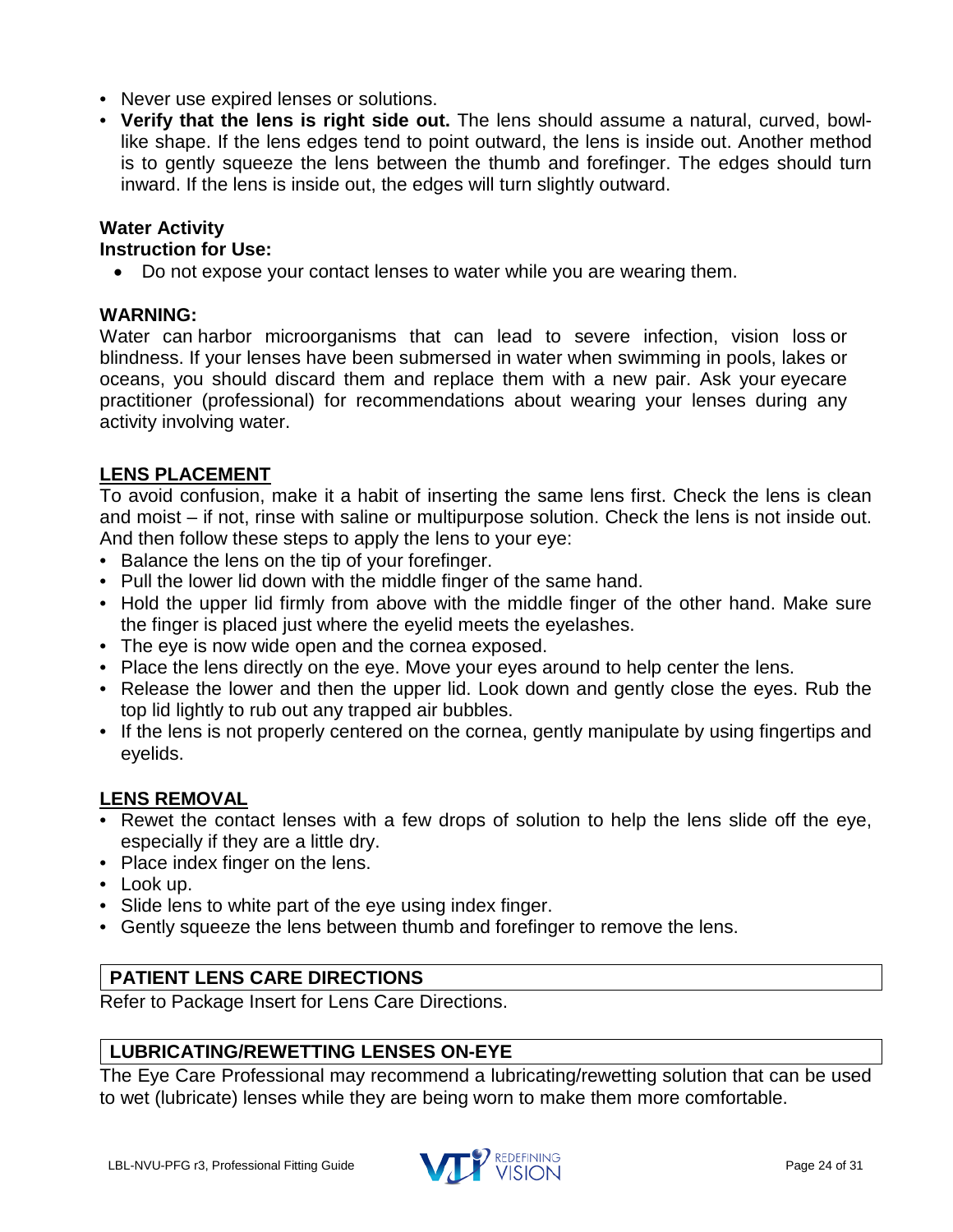- Never use expired lenses or solutions.
- **Verify that the lens is right side out.** The lens should assume a natural, curved, bowl-like shape. If the lens edges tend to point outward, the lens is inside out. Another method is to gently squeeze the lens between the thumb and forefinger. The edges should turn inward. If the lens is inside out, the edges will turn slightly outward.

**Water Activity**
**Instruction for Use:**

- Do not expose your contact lenses to water while you are wearing them.

**WARNING:**
Water can harbor microorganisms that can lead to severe infection, vision loss or blindness. If your lenses have been submersed in water when swimming in pools, lakes or oceans, you should discard them and replace them with a new pair. Ask your eyecare practitioner (professional) for recommendations about wearing your lenses during any activity involving water.

## LENS PLACEMENT

To avoid confusion, make it a habit of inserting the same lens first. Check the lens is clean and moist – if not, rinse with saline or multipurpose solution. Check the lens is not inside out. And then follow these steps to apply the lens to your eye:

- Balance the lens on the tip of your forefinger.
- Pull the lower lid down with the middle finger of the same hand.
- Hold the upper lid firmly from above with the middle finger of the other hand. Make sure the finger is placed just where the eyelid meets the eyelashes.
- The eye is now wide open and the cornea exposed.
- Place the lens directly on the eye. Move your eyes around to help center the lens.
- Release the lower and then the upper lid. Look down and gently close the eyes. Rub the top lid lightly to rub out any trapped air bubbles.
- If the lens is not properly centered on the cornea, gently manipulate by using fingertips and eyelids.

## LENS REMOVAL

- Rewet the contact lenses with a few drops of solution to help the lens slide off the eye, especially if they are a little dry.
- Place index finger on the lens.
- Look up.
- Slide lens to white part of the eye using index finger.
- Gently squeeze the lens between thumb and forefinger to remove the lens.

## PATIENT LENS CARE DIRECTIONS

Refer to Package Insert for Lens Care Directions.

## LUBRICATING/REWETTING LENSES ON-EYE

The Eye Care Professional may recommend a lubricating/rewetting solution that can be used to wet (lubricate) lenses while they are being worn to make them more comfortable.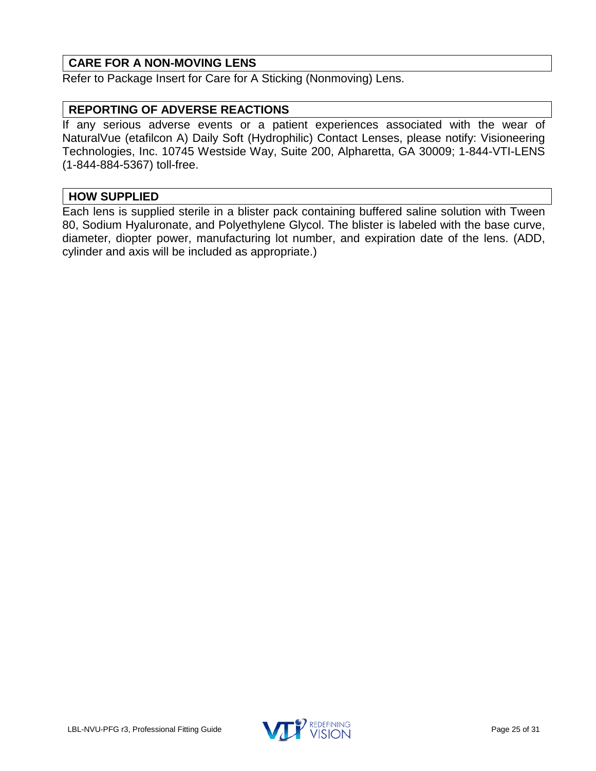## CARE FOR A NON-MOVING LENS

Refer to Package Insert for Care for A Sticking (Nonmoving) Lens.

## REPORTING OF ADVERSE REACTIONS

If any serious adverse events or a patient experiences associated with the wear of NaturalVue (etafilcon A) Daily Soft (Hydrophilic) Contact Lenses, please notify: Visioneering Technologies, Inc. 10745 Westside Way, Suite 200, Alpharetta, GA 30009; 1-844-VTI-LENS (1-844-884-5367) toll-free.

## HOW SUPPLIED

Each lens is supplied sterile in a blister pack containing buffered saline solution with Tween 80, Sodium Hyaluronate, and Polyethylene Glycol. The blister is labeled with the base curve, diameter, diopter power, manufacturing lot number, and expiration date of the lens. (ADD, cylinder and axis will be included as appropriate.)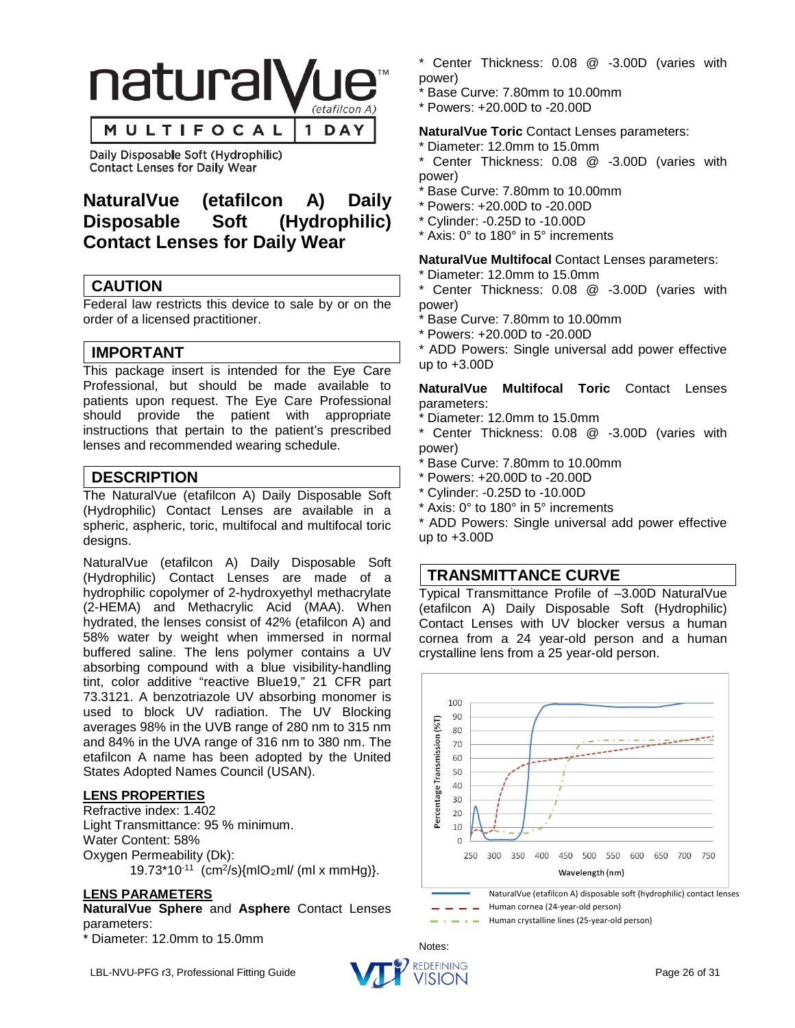naturalVue™ (etafilcon A)

MULTIFOCAL | 1 DAY

Daily Disposable Soft (Hydrophilic) Contact Lenses for Daily Wear

# NaturalVue (etafilcon A) Daily Disposable Soft (Hydrophilic) Contact Lenses for Daily Wear

## CAUTION

Federal law restricts this device to sale by or on the order of a licensed practitioner.

## IMPORTANT

This package insert is intended for the Eye Care Professional, but should be made available to patients upon request. The Eye Care Professional should provide the patient with appropriate instructions that pertain to the patient's prescribed lenses and recommended wearing schedule.

## DESCRIPTION

The NaturalVue (etafilcon A) Daily Disposable Soft (Hydrophilic) Contact Lenses are available in a spheric, aspheric, toric, multifocal and multifocal toric designs.

NaturalVue (etafilcon A) Daily Disposable Soft (Hydrophilic) Contact Lenses are made of a hydrophilic copolymer of 2-hydroxyethyl methacrylate (2-HEMA) and Methacrylic Acid (MAA). When hydrated, the lenses consist of 42% (etafilcon A) and 58% water by weight when immersed in normal buffered saline. The lens polymer contains a UV absorbing compound with a blue visibility-handling tint, color additive "reactive Blue19," 21 CFR part 73.3121. A benzotriazole UV absorbing monomer is used to block UV radiation. The UV Blocking averages 98% in the UVB range of 280 nm to 315 nm and 84% in the UVA range of 316 nm to 380 nm. The etafilcon A name has been adopted by the United States Adopted Names Council (USAN).

### LENS PROPERTIES

Refractive index: 1.402
Light Transmittance: 95 % minimum.
Water Content: 58%
Oxygen Permeability (Dk):

$19.73 \times 10^{-11}$ $(cm^2/s)\{mlO_2 ml/(ml \times mmHg)\}$.

### LENS PARAMETERS

**NaturalVue Sphere** and **Asphere** Contact Lenses parameters:

* Diameter: 12.0mm to 15.0mm
* Center Thickness: 0.08 @ -3.00D (varies with power)
* Base Curve: 7.80mm to 10.00mm
* Powers: +20.00D to -20.00D

**NaturalVue Toric** Contact Lenses parameters:

* Diameter: 12.0mm to 15.0mm
* Center Thickness: 0.08 @ -3.00D (varies with power)
* Base Curve: 7.80mm to 10.00mm
* Powers: +20.00D to -20.00D
* Cylinder: -0.25D to -10.00D
* Axis: 0° to 180° in 5° increments

**NaturalVue Multifocal** Contact Lenses parameters:

* Diameter: 12.0mm to 15.0mm
* Center Thickness: 0.08 @ -3.00D (varies with power)
* Base Curve: 7.80mm to 10.00mm
* Powers: +20.00D to -20.00D
* ADD Powers: Single universal add power effective up to +3.00D

**NaturalVue Multifocal Toric** Contact Lenses parameters:

* Diameter: 12.0mm to 15.0mm
* Center Thickness: 0.08 @ -3.00D (varies with power)
* Base Curve: 7.80mm to 10.00mm
* Powers: +20.00D to -20.00D
* Cylinder: -0.25D to -10.00D
* Axis: 0° to 180° in 5° increments
* ADD Powers: Single universal add power effective up to +3.00D

## TRANSMITTANCE CURVE

Typical Transmittance Profile of –3.00D NaturalVue (etafilcon A) Daily Disposable Soft (Hydrophilic) Contact Lenses with UV blocker versus a human cornea from a 24 year-old person and a human crystalline lens from a 25 year-old person.

Percentage Transmission (%T) vs. Wavelength (nm)

— NaturalVue (etafilcon A) disposable soft (hydrophilic) contact lenses
- - - Human cornea (24-year-old person)
-·-· Human crystalline lines (25-year-old person)

Notes:

LBL-NVU-PFG r3, Professional Fitting Guide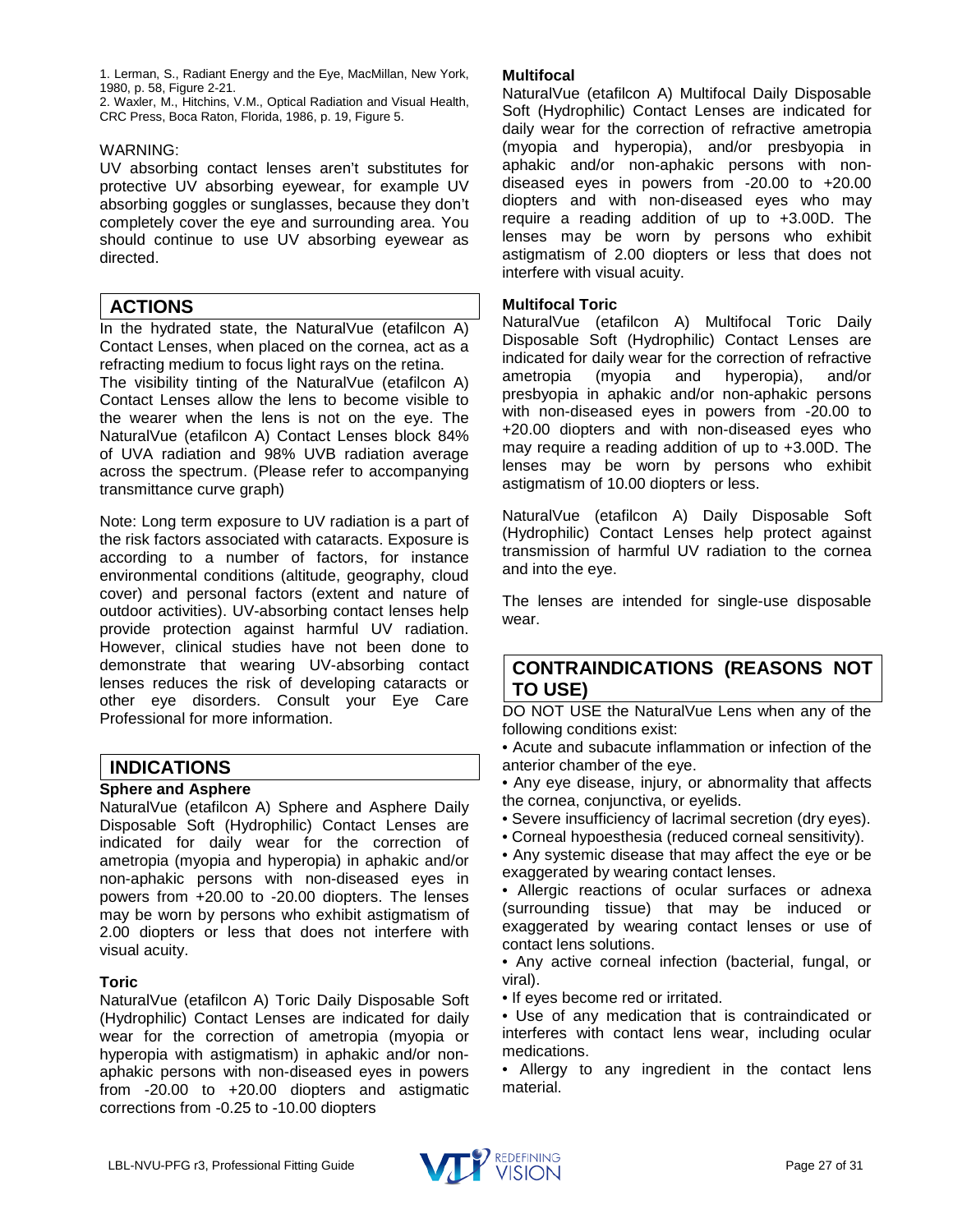1. Lerman, S., Radiant Energy and the Eye, MacMillan, New York, 1980, p. 58, Figure 2-21.
2. Waxler, M., Hitchins, V.M., Optical Radiation and Visual Health, CRC Press, Boca Raton, Florida, 1986, p. 19, Figure 5.

WARNING:
UV absorbing contact lenses aren't substitutes for protective UV absorbing eyewear, for example UV absorbing goggles or sunglasses, because they don't completely cover the eye and surrounding area. You should continue to use UV absorbing eyewear as directed.

## ACTIONS

In the hydrated state, the NaturalVue (etafilcon A) Contact Lenses, when placed on the cornea, act as a refracting medium to focus light rays on the retina.
The visibility tinting of the NaturalVue (etafilcon A) Contact Lenses allow the lens to become visible to the wearer when the lens is not on the eye. The NaturalVue (etafilcon A) Contact Lenses block 84% of UVA radiation and 98% UVB radiation average across the spectrum. (Please refer to accompanying transmittance curve graph)

Note: Long term exposure to UV radiation is a part of the risk factors associated with cataracts. Exposure is according to a number of factors, for instance environmental conditions (altitude, geography, cloud cover) and personal factors (extent and nature of outdoor activities). UV-absorbing contact lenses help provide protection against harmful UV radiation. However, clinical studies have not been done to demonstrate that wearing UV-absorbing contact lenses reduces the risk of developing cataracts or other eye disorders. Consult your Eye Care Professional for more information.

## INDICATIONS

**Sphere and Asphere**
NaturalVue (etafilcon A) Sphere and Asphere Daily Disposable Soft (Hydrophilic) Contact Lenses are indicated for daily wear for the correction of ametropia (myopia and hyperopia) in aphakic and/or non-aphakic persons with non-diseased eyes in powers from +20.00 to -20.00 diopters. The lenses may be worn by persons who exhibit astigmatism of 2.00 diopters or less that does not interfere with visual acuity.

**Toric**
NaturalVue (etafilcon A) Toric Daily Disposable Soft (Hydrophilic) Contact Lenses are indicated for daily wear for the correction of ametropia (myopia or hyperopia with astigmatism) in aphakic and/or non-aphakic persons with non-diseased eyes in powers from -20.00 to +20.00 diopters and astigmatic corrections from -0.25 to -10.00 diopters

**Multifocal**
NaturalVue (etafilcon A) Multifocal Daily Disposable Soft (Hydrophilic) Contact Lenses are indicated for daily wear for the correction of refractive ametropia (myopia and hyperopia), and/or presbyopia in aphakic and/or non-aphakic persons with non-diseased eyes in powers from -20.00 to +20.00 diopters and with non-diseased eyes who may require a reading addition of up to +3.00D. The lenses may be worn by persons who exhibit astigmatism of 2.00 diopters or less that does not interfere with visual acuity.

**Multifocal Toric**
NaturalVue (etafilcon A) Multifocal Toric Daily Disposable Soft (Hydrophilic) Contact Lenses are indicated for daily wear for the correction of refractive ametropia (myopia and hyperopia), and/or presbyopia in aphakic and/or non-aphakic persons with non-diseased eyes in powers from -20.00 to +20.00 diopters and with non-diseased eyes who may require a reading addition of up to +3.00D. The lenses may be worn by persons who exhibit astigmatism of 10.00 diopters or less.

NaturalVue (etafilcon A) Daily Disposable Soft (Hydrophilic) Contact Lenses help protect against transmission of harmful UV radiation to the cornea and into the eye.

The lenses are intended for single-use disposable wear.

## CONTRAINDICATIONS (REASONS NOT TO USE)

DO NOT USE the NaturalVue Lens when any of the following conditions exist:

- Acute and subacute inflammation or infection of the anterior chamber of the eye.
- Any eye disease, injury, or abnormality that affects the cornea, conjunctiva, or eyelids.
- Severe insufficiency of lacrimal secretion (dry eyes).
- Corneal hypoesthesia (reduced corneal sensitivity).
- Any systemic disease that may affect the eye or be exaggerated by wearing contact lenses.
- Allergic reactions of ocular surfaces or adnexa (surrounding tissue) that may be induced or exaggerated by wearing contact lenses or use of contact lens solutions.
- Any active corneal infection (bacterial, fungal, or viral).
- If eyes become red or irritated.
- Use of any medication that is contraindicated or interferes with contact lens wear, including ocular medications.
- Allergy to any ingredient in the contact lens material.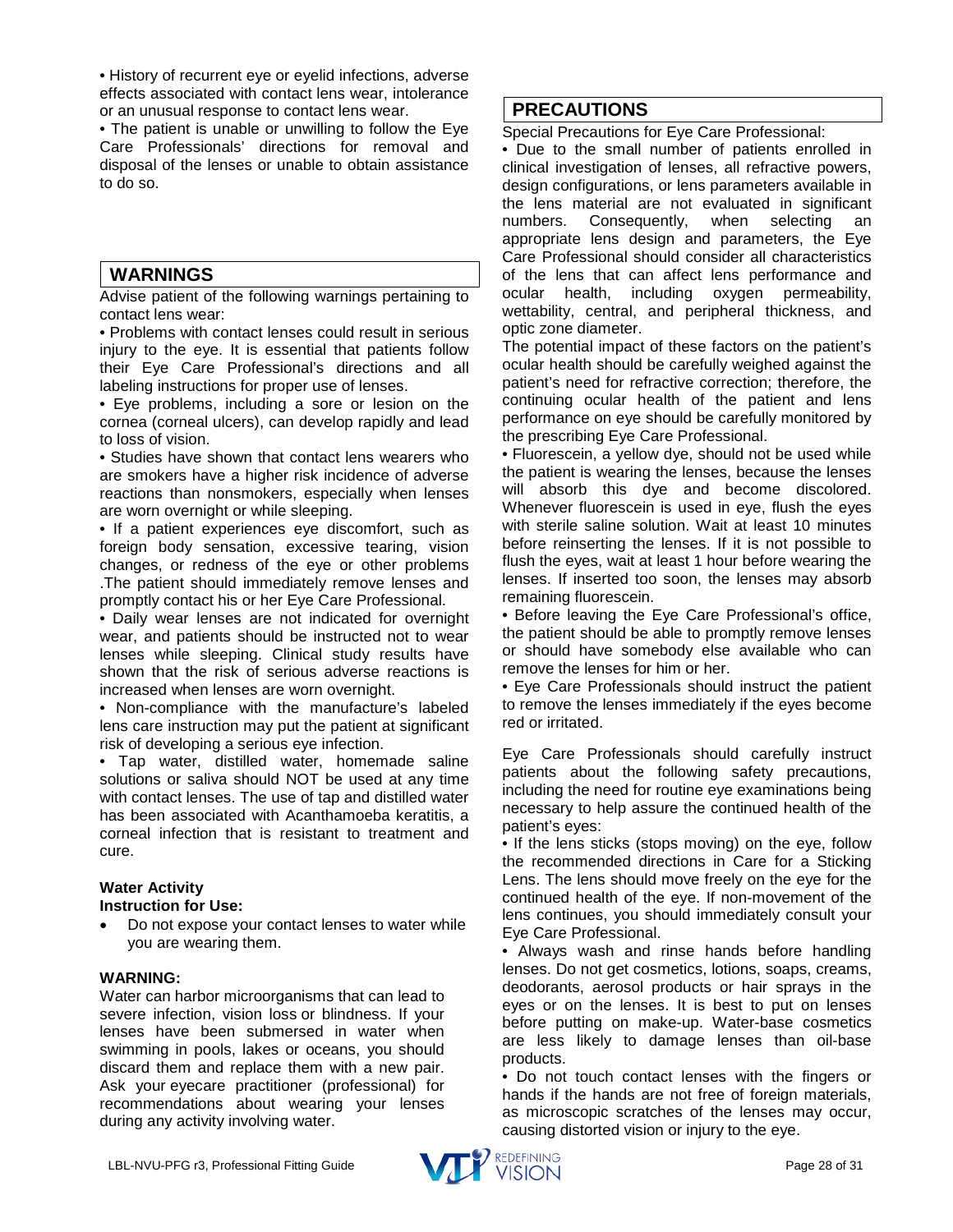• History of recurrent eye or eyelid infections, adverse effects associated with contact lens wear, intolerance or an unusual response to contact lens wear.

• The patient is unable or unwilling to follow the Eye Care Professionals' directions for removal and disposal of the lenses or unable to obtain assistance to do so.

## WARNINGS

Advise patient of the following warnings pertaining to contact lens wear:

• Problems with contact lenses could result in serious injury to the eye. It is essential that patients follow their Eye Care Professional's directions and all labeling instructions for proper use of lenses.

• Eye problems, including a sore or lesion on the cornea (corneal ulcers), can develop rapidly and lead to loss of vision.

• Studies have shown that contact lens wearers who are smokers have a higher risk incidence of adverse reactions than nonsmokers, especially when lenses are worn overnight or while sleeping.

• If a patient experiences eye discomfort, such as foreign body sensation, excessive tearing, vision changes, or redness of the eye or other problems .The patient should immediately remove lenses and promptly contact his or her Eye Care Professional.

• Daily wear lenses are not indicated for overnight wear, and patients should be instructed not to wear lenses while sleeping. Clinical study results have shown that the risk of serious adverse reactions is increased when lenses are worn overnight.

• Non-compliance with the manufacture's labeled lens care instruction may put the patient at significant risk of developing a serious eye infection.

• Tap water, distilled water, homemade saline solutions or saliva should NOT be used at any time with contact lenses. The use of tap and distilled water has been associated with Acanthamoeba keratitis, a corneal infection that is resistant to treatment and cure.

**Water Activity**
**Instruction for Use:**

- Do not expose your contact lenses to water while you are wearing them.

**WARNING:**

Water can harbor microorganisms that can lead to severe infection, vision loss or blindness. If your lenses have been submersed in water when swimming in pools, lakes or oceans, you should discard them and replace them with a new pair. Ask your eyecare practitioner (professional) for recommendations about wearing your lenses during any activity involving water.

## PRECAUTIONS

Special Precautions for Eye Care Professional:

• Due to the small number of patients enrolled in clinical investigation of lenses, all refractive powers, design configurations, or lens parameters available in the lens material are not evaluated in significant numbers. Consequently, when selecting an appropriate lens design and parameters, the Eye Care Professional should consider all characteristics of the lens that can affect lens performance and ocular health, including oxygen permeability, wettability, central, and peripheral thickness, and optic zone diameter.

The potential impact of these factors on the patient's ocular health should be carefully weighed against the patient's need for refractive correction; therefore, the continuing ocular health of the patient and lens performance on eye should be carefully monitored by the prescribing Eye Care Professional.

• Fluorescein, a yellow dye, should not be used while the patient is wearing the lenses, because the lenses will absorb this dye and become discolored. Whenever fluorescein is used in eye, flush the eyes with sterile saline solution. Wait at least 10 minutes before reinserting the lenses. If it is not possible to flush the eyes, wait at least 1 hour before wearing the lenses. If inserted too soon, the lenses may absorb remaining fluorescein.

• Before leaving the Eye Care Professional's office, the patient should be able to promptly remove lenses or should have somebody else available who can remove the lenses for him or her.

• Eye Care Professionals should instruct the patient to remove the lenses immediately if the eyes become red or irritated.

Eye Care Professionals should carefully instruct patients about the following safety precautions, including the need for routine eye examinations being necessary to help assure the continued health of the patient's eyes:

• If the lens sticks (stops moving) on the eye, follow the recommended directions in Care for a Sticking Lens. The lens should move freely on the eye for the continued health of the eye. If non-movement of the lens continues, you should immediately consult your Eye Care Professional.

• Always wash and rinse hands before handling lenses. Do not get cosmetics, lotions, soaps, creams, deodorants, aerosol products or hair sprays in the eyes or on the lenses. It is best to put on lenses before putting on make-up. Water-base cosmetics are less likely to damage lenses than oil-base products.

• Do not touch contact lenses with the fingers or hands if the hands are not free of foreign materials, as microscopic scratches of the lenses may occur, causing distorted vision or injury to the eye.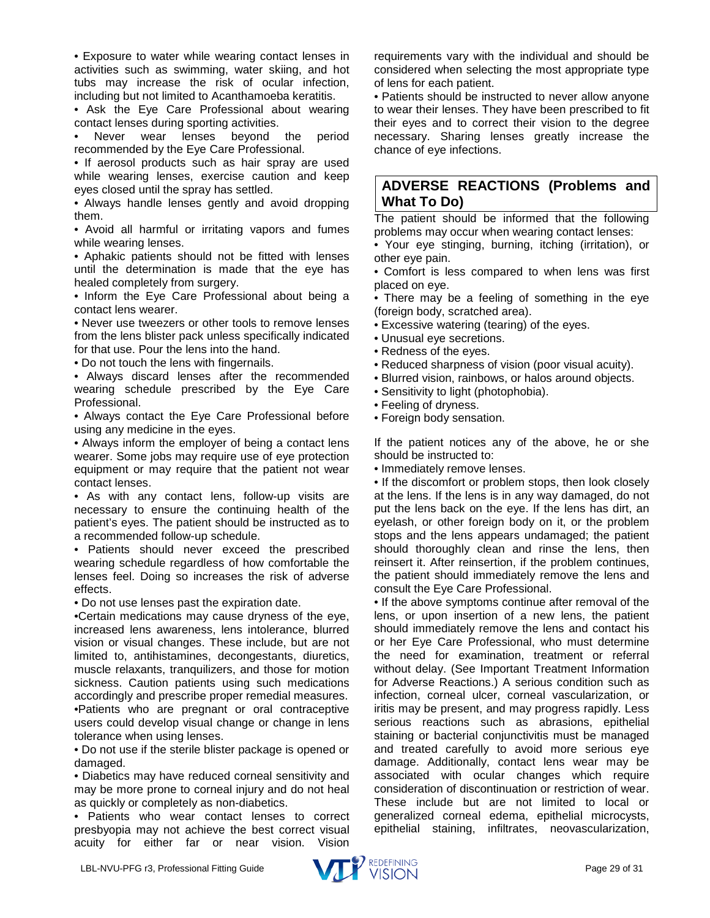- Exposure to water while wearing contact lenses in activities such as swimming, water skiing, and hot tubs may increase the risk of ocular infection, including but not limited to Acanthamoeba keratitis.
- Ask the Eye Care Professional about wearing contact lenses during sporting activities.
- Never wear lenses beyond the period recommended by the Eye Care Professional.
- If aerosol products such as hair spray are used while wearing lenses, exercise caution and keep eyes closed until the spray has settled.
- Always handle lenses gently and avoid dropping them.
- Avoid all harmful or irritating vapors and fumes while wearing lenses.
- Aphakic patients should not be fitted with lenses until the determination is made that the eye has healed completely from surgery.
- Inform the Eye Care Professional about being a contact lens wearer.
- Never use tweezers or other tools to remove lenses from the lens blister pack unless specifically indicated for that use. Pour the lens into the hand.
- Do not touch the lens with fingernails.
- Always discard lenses after the recommended wearing schedule prescribed by the Eye Care Professional.
- Always contact the Eye Care Professional before using any medicine in the eyes.
- Always inform the employer of being a contact lens wearer. Some jobs may require use of eye protection equipment or may require that the patient not wear contact lenses.
- As with any contact lens, follow-up visits are necessary to ensure the continuing health of the patient's eyes. The patient should be instructed as to a recommended follow-up schedule.
- Patients should never exceed the prescribed wearing schedule regardless of how comfortable the lenses feel. Doing so increases the risk of adverse effects.
- Do not use lenses past the expiration date.
- Certain medications may cause dryness of the eye, increased lens awareness, lens intolerance, blurred vision or visual changes. These include, but are not limited to, antihistamines, decongestants, diuretics, muscle relaxants, tranquilizers, and those for motion sickness. Caution patients using such medications accordingly and prescribe proper remedial measures.
- Patients who are pregnant or oral contraceptive users could develop visual change or change in lens tolerance when using lenses.
- Do not use if the sterile blister package is opened or damaged.
- Diabetics may have reduced corneal sensitivity and may be more prone to corneal injury and do not heal as quickly or completely as non-diabetics.
- Patients who wear contact lenses to correct presbyopia may not achieve the best correct visual acuity for either far or near vision. Vision requirements vary with the individual and should be considered when selecting the most appropriate type of lens for each patient.
- Patients should be instructed to never allow anyone to wear their lenses. They have been prescribed to fit their eyes and to correct their vision to the degree necessary. Sharing lenses greatly increase the chance of eye infections.

## ADVERSE REACTIONS (Problems and What To Do)

The patient should be informed that the following problems may occur when wearing contact lenses:

- Your eye stinging, burning, itching (irritation), or other eye pain.
- Comfort is less compared to when lens was first placed on eye.
- There may be a feeling of something in the eye (foreign body, scratched area).
- Excessive watering (tearing) of the eyes.
- Unusual eye secretions.
- Redness of the eyes.
- Reduced sharpness of vision (poor visual acuity).
- Blurred vision, rainbows, or halos around objects.
- Sensitivity to light (photophobia).
- Feeling of dryness.
- Foreign body sensation.

If the patient notices any of the above, he or she should be instructed to:

- Immediately remove lenses.
- If the discomfort or problem stops, then look closely at the lens. If the lens is in any way damaged, do not put the lens back on the eye. If the lens has dirt, an eyelash, or other foreign body on it, or the problem stops and the lens appears undamaged; the patient should thoroughly clean and rinse the lens, then reinsert it. After reinsertion, if the problem continues, the patient should immediately remove the lens and consult the Eye Care Professional.
- If the above symptoms continue after removal of the lens, or upon insertion of a new lens, the patient should immediately remove the lens and contact his or her Eye Care Professional, who must determine the need for examination, treatment or referral without delay. (See Important Treatment Information for Adverse Reactions.) A serious condition such as infection, corneal ulcer, corneal vascularization, or iritis may be present, and may progress rapidly. Less serious reactions such as abrasions, epithelial staining or bacterial conjunctivitis must be managed and treated carefully to avoid more serious eye damage. Additionally, contact lens wear may be associated with ocular changes which require consideration of discontinuation or restriction of wear. These include but are not limited to local or generalized corneal edema, epithelial microcysts, epithelial staining, infiltrates, neovascularization,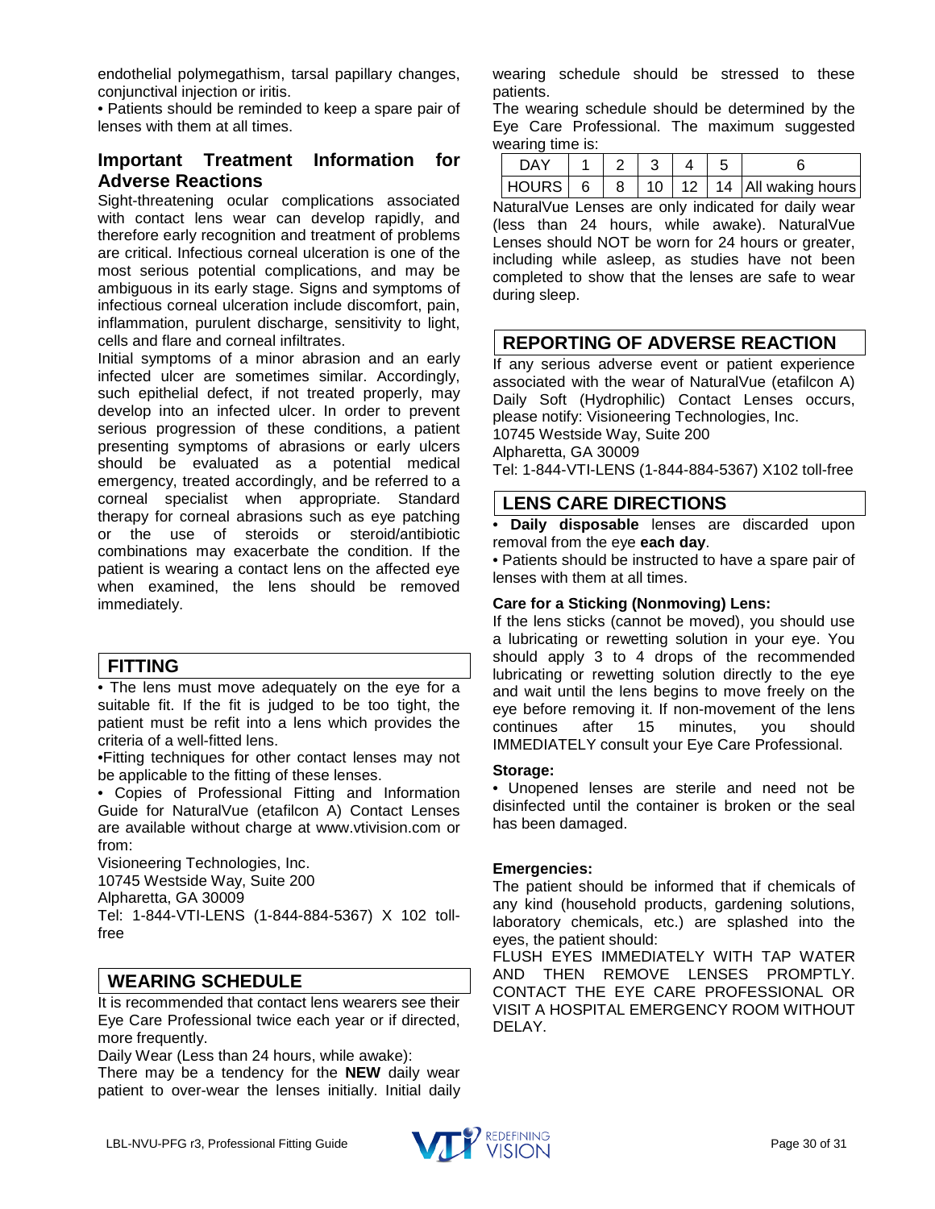endothelial polymegathism, tarsal papillary changes, conjunctival injection or iritis.

• Patients should be reminded to keep a spare pair of lenses with them at all times.

## Important Treatment Information for Adverse Reactions

Sight-threatening ocular complications associated with contact lens wear can develop rapidly, and therefore early recognition and treatment of problems are critical. Infectious corneal ulceration is one of the most serious potential complications, and may be ambiguous in its early stage. Signs and symptoms of infectious corneal ulceration include discomfort, pain, inflammation, purulent discharge, sensitivity to light, cells and flare and corneal infiltrates.

Initial symptoms of a minor abrasion and an early infected ulcer are sometimes similar. Accordingly, such epithelial defect, if not treated properly, may develop into an infected ulcer. In order to prevent serious progression of these conditions, a patient presenting symptoms of abrasions or early ulcers should be evaluated as a potential medical emergency, treated accordingly, and be referred to a corneal specialist when appropriate. Standard therapy for corneal abrasions such as eye patching or the use of steroids or steroid/antibiotic combinations may exacerbate the condition. If the patient is wearing a contact lens on the affected eye when examined, the lens should be removed immediately.

## FITTING

• The lens must move adequately on the eye for a suitable fit. If the fit is judged to be too tight, the patient must be refit into a lens which provides the criteria of a well-fitted lens.

•Fitting techniques for other contact lenses may not be applicable to the fitting of these lenses.

• Copies of Professional Fitting and Information Guide for NaturalVue (etafilcon A) Contact Lenses are available without charge at www.vtivision.com or from:

Visioneering Technologies, Inc.
10745 Westside Way, Suite 200
Alpharetta, GA 30009
Tel: 1-844-VTI-LENS (1-844-884-5367) X 102 toll-free

## WEARING SCHEDULE

It is recommended that contact lens wearers see their Eye Care Professional twice each year or if directed, more frequently.

Daily Wear (Less than 24 hours, while awake):

There may be a tendency for the **NEW** daily wear patient to over-wear the lenses initially. Initial daily wearing schedule should be stressed to these patients.

The wearing schedule should be determined by the Eye Care Professional. The maximum suggested wearing time is:

| DAY | 1 | 2 | 3 | 4 | 5 | 6 |
|---|---|---|---|---|---|---|
| HOURS | 6 | 8 | 10 | 12 | 14 | All waking hours |

NaturalVue Lenses are only indicated for daily wear (less than 24 hours, while awake). NaturalVue Lenses should NOT be worn for 24 hours or greater, including while asleep, as studies have not been completed to show that the lenses are safe to wear during sleep.

## REPORTING OF ADVERSE REACTION

If any serious adverse event or patient experience associated with the wear of NaturalVue (etafilcon A) Daily Soft (Hydrophilic) Contact Lenses occurs, please notify: Visioneering Technologies, Inc.
10745 Westside Way, Suite 200
Alpharetta, GA 30009
Tel: 1-844-VTI-LENS (1-844-884-5367) X102 toll-free

## LENS CARE DIRECTIONS

• **Daily disposable** lenses are discarded upon removal from the eye **each day**.

• Patients should be instructed to have a spare pair of lenses with them at all times.

### Care for a Sticking (Nonmoving) Lens:

If the lens sticks (cannot be moved), you should use a lubricating or rewetting solution in your eye. You should apply 3 to 4 drops of the recommended lubricating or rewetting solution directly to the eye and wait until the lens begins to move freely on the eye before removing it. If non-movement of the lens continues after 15 minutes, you should IMMEDIATELY consult your Eye Care Professional.

### Storage:

• Unopened lenses are sterile and need not be disinfected until the container is broken or the seal has been damaged.

### Emergencies:

The patient should be informed that if chemicals of any kind (household products, gardening solutions, laboratory chemicals, etc.) are splashed into the eyes, the patient should:

FLUSH EYES IMMEDIATELY WITH TAP WATER AND THEN REMOVE LENSES PROMPTLY. CONTACT THE EYE CARE PROFESSIONAL OR VISIT A HOSPITAL EMERGENCY ROOM WITHOUT DELAY.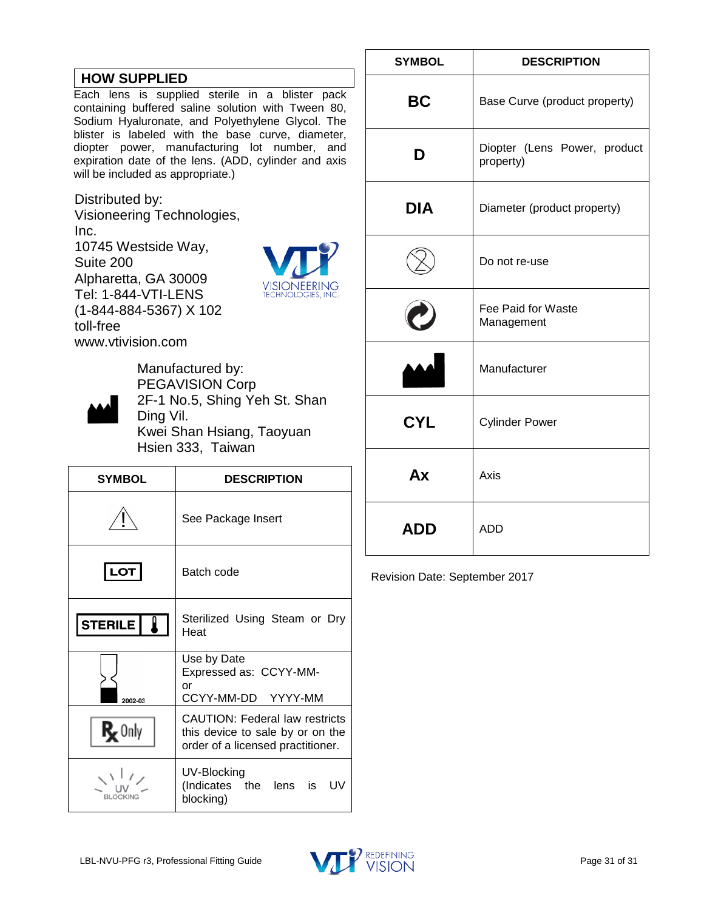## HOW SUPPLIED

Each lens is supplied sterile in a blister pack containing buffered saline solution with Tween 80, Sodium Hyaluronate, and Polyethylene Glycol. The blister is labeled with the base curve, diameter, diopter power, manufacturing lot number, and expiration date of the lens. (ADD, cylinder and axis will be included as appropriate.)

Distributed by:
Visioneering Technologies, Inc.
10745 Westside Way, Suite 200
Alpharetta, GA 30009
Tel: 1-844-VTI-LENS
(1-844-884-5367) X 102 toll-free
www.vtivision.com

Manufactured by:
PEGAVISION Corp
2F-1 No.5, Shing Yeh St. Shan Ding Vil.
Kwei Shan Hsiang, Taoyuan Hsien 333, Taiwan

| SYMBOL | DESCRIPTION |
|---|---|
| ⚠ | See Package Insert |
| LOT | Batch code |
| STERILE | Sterilized Using Steam or Dry Heat |
| 2002-03 | Use by Date Expressed as: CCYY-MM- or CCYY-MM-DD YYYY-MM |
| Rx Only | CAUTION: Federal law restricts this device to sale by or on the order of a licensed practitioner. |
| UV BLOCKING | UV-Blocking (Indicates the lens is UV blocking) |

| SYMBOL | DESCRIPTION |
|---|---|
| BC | Base Curve (product property) |
| D | Diopter (Lens Power, product property) |
| DIA | Diameter (product property) |
| | Do not re-use |
| | Fee Paid for Waste Management |
| | Manufacturer |
| CYL | Cylinder Power |
| Ax | Axis |
| ADD | ADD |

Revision Date: September 2017

LBL-NVU-PFG r3, Professional Fitting Guide